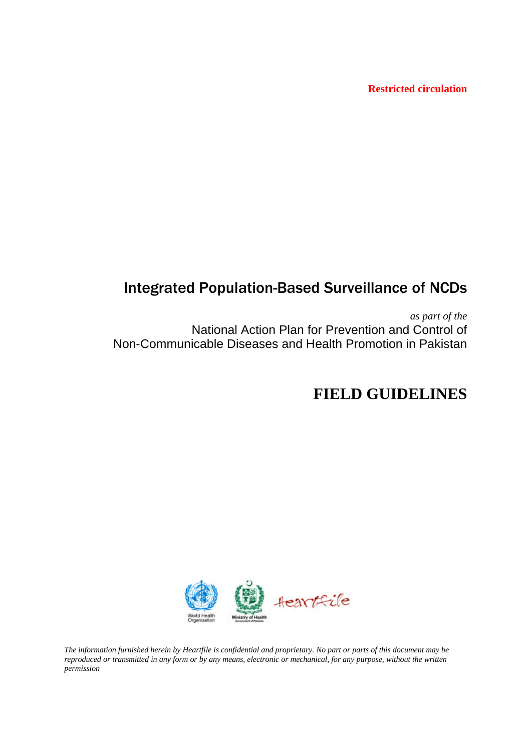**Restricted circulation**

# Integrated Population-Based Surveillance of NCDs

*as part of the*

National Action Plan for Prevention and Control of Non-Communicable Diseases and Health Promotion in Pakistan

# FIELD GUIDELINES

*The information furnished herein by Heartfile is confidential and proprietary. No part or parts of this document may be reproduced or transmitted in any form or by any means, electronic or mechanical, for any purpose, without the written permission*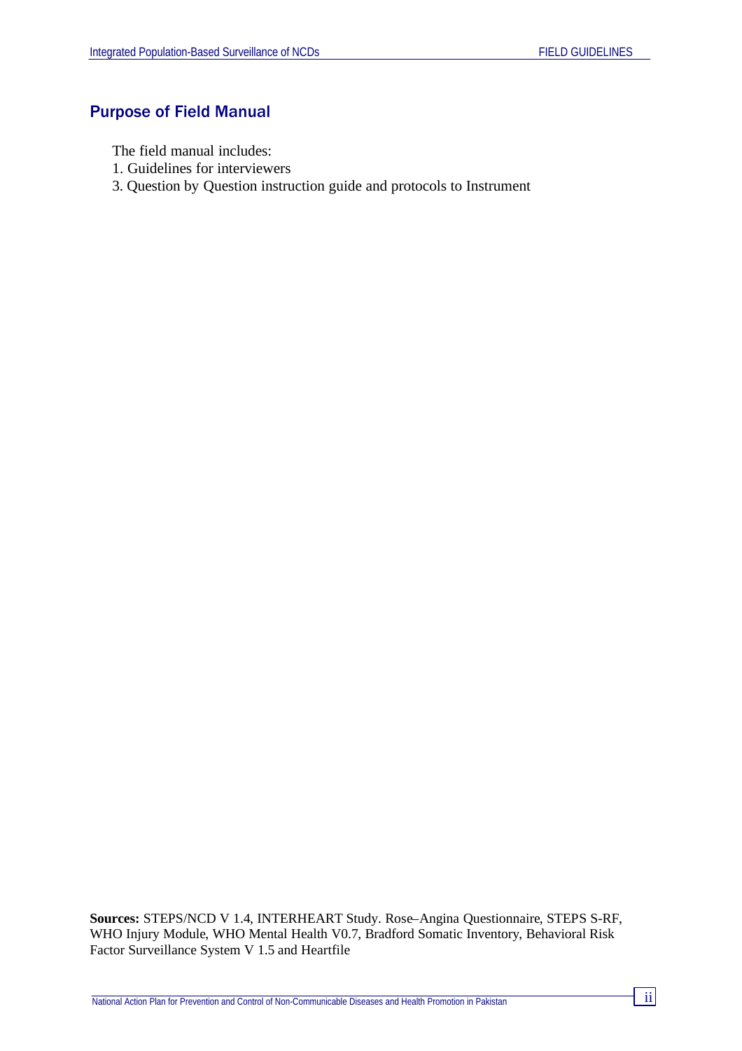## Purpose of Field Manual

The field manual includes:

1. Guidelines for interviewers
3. Question by Question instruction guide and protocols to Instrument

**Sources:** STEPS/NCD V 1.4, INTERHEART Study. Rose–Angina Questionnaire, STEPS S-RF, WHO Injury Module, WHO Mental Health V0.7, Bradford Somatic Inventory, Behavioral Risk Factor Surveillance System V 1.5 and Heartfile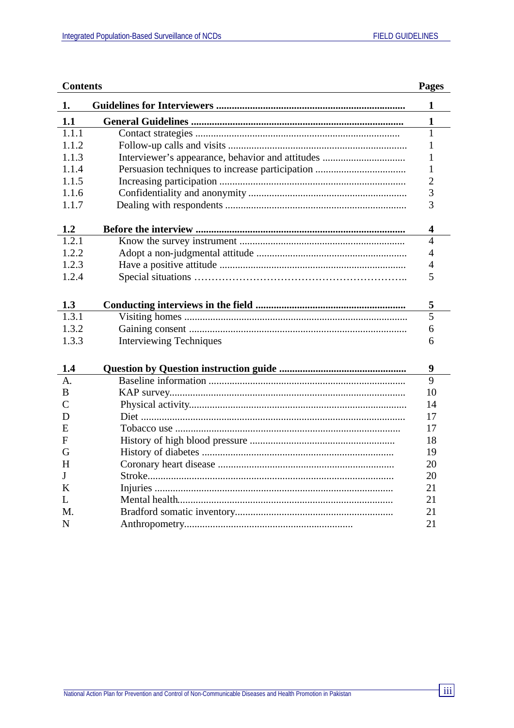| Contents | | Pages |
|---|---|---|
| **1.** | **Guidelines for Interviewers** | **1** |
| **1.1** | **General Guidelines** | **1** |
| 1.1.1 | Contact strategies | 1 |
| 1.1.2 | Follow-up calls and visits | 1 |
| 1.1.3 | Interviewer's appearance, behavior and attitudes | 1 |
| 1.1.4 | Persuasion techniques to increase participation | 1 |
| 1.1.5 | Increasing participation | 2 |
| 1.1.6 | Confidentiality and anonymity | 3 |
| 1.1.7 | Dealing with respondents | 3 |
| **1.2** | **Before the interview** | **4** |
| 1.2.1 | Know the survey instrument | 4 |
| 1.2.2 | Adopt a non-judgmental attitude | 4 |
| 1.2.3 | Have a positive attitude | 4 |
| 1.2.4 | Special situations | 5 |
| **1.3** | **Conducting interviews in the field** | **5** |
| 1.3.1 | Visiting homes | 5 |
| 1.3.2 | Gaining consent | 6 |
| 1.3.3 | Interviewing Techniques | 6 |
| **1.4** | **Question by Question instruction guide** | **9** |
| A. | Baseline information | 9 |
| B | KAP survey | 10 |
| C | Physical activity | 14 |
| D | Diet | 17 |
| E | Tobacco use | 17 |
| F | History of high blood pressure | 18 |
| G | History of diabetes | 19 |
| H | Coronary heart disease | 20 |
| J | Stroke | 20 |
| K | Injuries | 21 |
| L | Mental health | 21 |
| M. | Bradford somatic inventory | 21 |
| N | Anthropometry | 21 |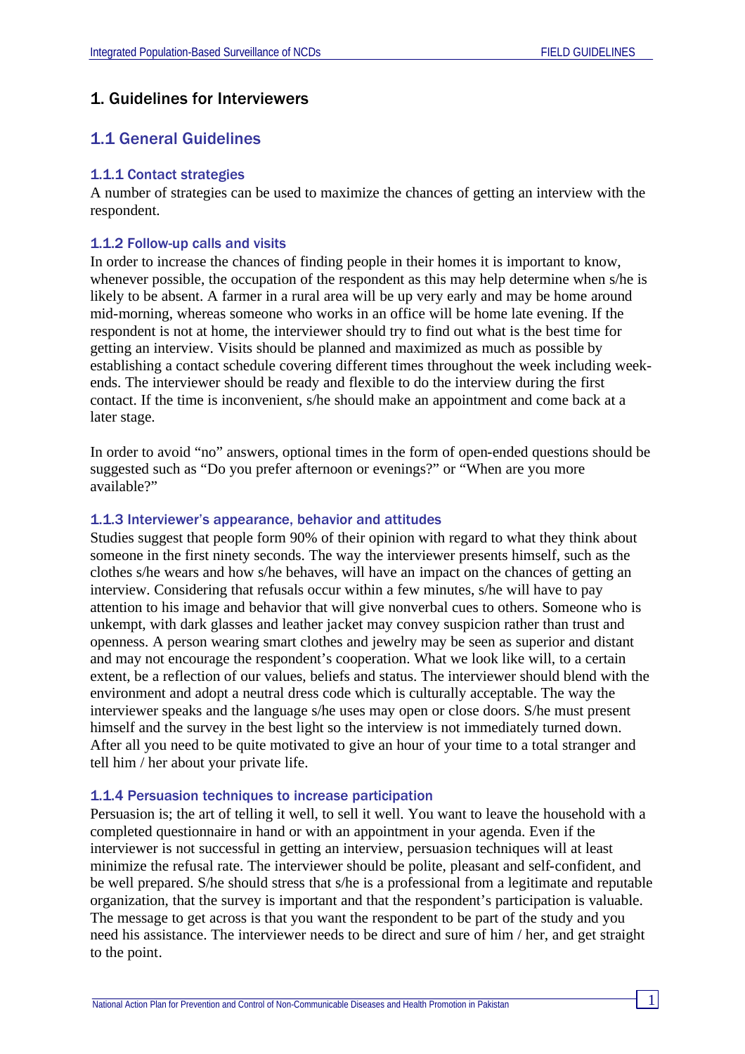# 1. Guidelines for Interviewers

## 1.1 General Guidelines

### 1.1.1 Contact strategies

A number of strategies can be used to maximize the chances of getting an interview with the respondent.

### 1.1.2 Follow-up calls and visits

In order to increase the chances of finding people in their homes it is important to know, whenever possible, the occupation of the respondent as this may help determine when s/he is likely to be absent. A farmer in a rural area will be up very early and may be home around mid-morning, whereas someone who works in an office will be home late evening. If the respondent is not at home, the interviewer should try to find out what is the best time for getting an interview. Visits should be planned and maximized as much as possible by establishing a contact schedule covering different times throughout the week including week-ends. The interviewer should be ready and flexible to do the interview during the first contact. If the time is inconvenient, s/he should make an appointment and come back at a later stage.

In order to avoid "no" answers, optional times in the form of open-ended questions should be suggested such as "Do you prefer afternoon or evenings?" or "When are you more available?"

### 1.1.3 Interviewer's appearance, behavior and attitudes

Studies suggest that people form 90% of their opinion with regard to what they think about someone in the first ninety seconds. The way the interviewer presents himself, such as the clothes s/he wears and how s/he behaves, will have an impact on the chances of getting an interview. Considering that refusals occur within a few minutes, s/he will have to pay attention to his image and behavior that will give nonverbal cues to others. Someone who is unkempt, with dark glasses and leather jacket may convey suspicion rather than trust and openness. A person wearing smart clothes and jewelry may be seen as superior and distant and may not encourage the respondent's cooperation. What we look like will, to a certain extent, be a reflection of our values, beliefs and status. The interviewer should blend with the environment and adopt a neutral dress code which is culturally acceptable. The way the interviewer speaks and the language s/he uses may open or close doors. S/he must present himself and the survey in the best light so the interview is not immediately turned down. After all you need to be quite motivated to give an hour of your time to a total stranger and tell him / her about your private life.

### 1.1.4 Persuasion techniques to increase participation

Persuasion is; the art of telling it well, to sell it well. You want to leave the household with a completed questionnaire in hand or with an appointment in your agenda. Even if the interviewer is not successful in getting an interview, persuasion techniques will at least minimize the refusal rate. The interviewer should be polite, pleasant and self-confident, and be well prepared. S/he should stress that s/he is a professional from a legitimate and reputable organization, that the survey is important and that the respondent's participation is valuable. The message to get across is that you want the respondent to be part of the study and you need his assistance. The interviewer needs to be direct and sure of him / her, and get straight to the point.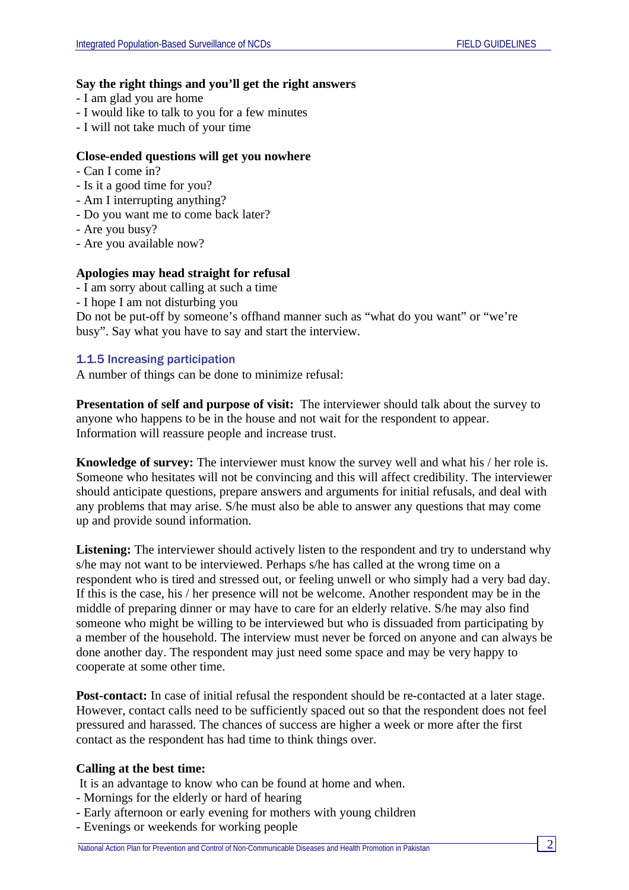**Say the right things and you'll get the right answers**

- I am glad you are home
- I would like to talk to you for a few minutes
- I will not take much of your time

**Close-ended questions will get you nowhere**

- Can I come in?
- Is it a good time for you?
- Am I interrupting anything?
- Do you want me to come back later?
- Are you busy?
- Are you available now?

**Apologies may head straight for refusal**

- I am sorry about calling at such a time
- I hope I am not disturbing you

Do not be put-off by someone's offhand manner such as "what do you want" or "we're busy". Say what you have to say and start the interview.

### 1.1.5 Increasing participation

A number of things can be done to minimize refusal:

**Presentation of self and purpose of visit:** The interviewer should talk about the survey to anyone who happens to be in the house and not wait for the respondent to appear. Information will reassure people and increase trust.

**Knowledge of survey:** The interviewer must know the survey well and what his / her role is. Someone who hesitates will not be convincing and this will affect credibility. The interviewer should anticipate questions, prepare answers and arguments for initial refusals, and deal with any problems that may arise. S/he must also be able to answer any questions that may come up and provide sound information.

**Listening:** The interviewer should actively listen to the respondent and try to understand why s/he may not want to be interviewed. Perhaps s/he has called at the wrong time on a respondent who is tired and stressed out, or feeling unwell or who simply had a very bad day. If this is the case, his / her presence will not be welcome. Another respondent may be in the middle of preparing dinner or may have to care for an elderly relative. S/he may also find someone who might be willing to be interviewed but who is dissuaded from participating by a member of the household. The interview must never be forced on anyone and can always be done another day. The respondent may just need some space and may be very happy to cooperate at some other time.

**Post-contact:** In case of initial refusal the respondent should be re-contacted at a later stage. However, contact calls need to be sufficiently spaced out so that the respondent does not feel pressured and harassed. The chances of success are higher a week or more after the first contact as the respondent has had time to think things over.

**Calling at the best time:**

It is an advantage to know who can be found at home and when.

- Mornings for the elderly or hard of hearing
- Early afternoon or early evening for mothers with young children
- Evenings or weekends for working people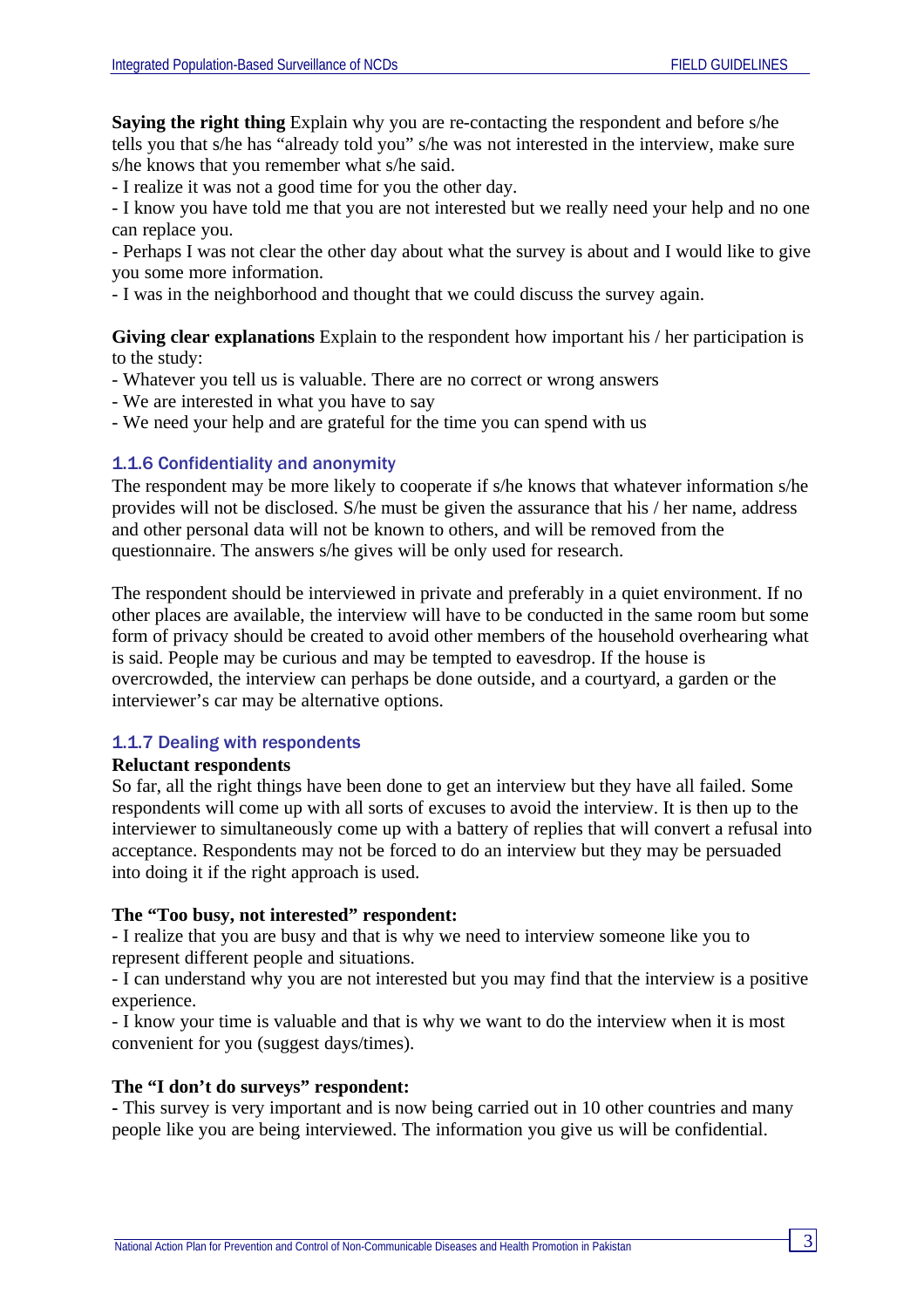**Saying the right thing** Explain why you are re-contacting the respondent and before s/he tells you that s/he has "already told you" s/he was not interested in the interview, make sure s/he knows that you remember what s/he said.

- I realize it was not a good time for you the other day.
- I know you have told me that you are not interested but we really need your help and no one can replace you.
- Perhaps I was not clear the other day about what the survey is about and I would like to give you some more information.
- I was in the neighborhood and thought that we could discuss the survey again.

**Giving clear explanations** Explain to the respondent how important his / her participation is to the study:

- Whatever you tell us is valuable. There are no correct or wrong answers
- We are interested in what you have to say
- We need your help and are grateful for the time you can spend with us

### 1.1.6 Confidentiality and anonymity

The respondent may be more likely to cooperate if s/he knows that whatever information s/he provides will not be disclosed. S/he must be given the assurance that his / her name, address and other personal data will not be known to others, and will be removed from the questionnaire. The answers s/he gives will be only used for research.

The respondent should be interviewed in private and preferably in a quiet environment. If no other places are available, the interview will have to be conducted in the same room but some form of privacy should be created to avoid other members of the household overhearing what is said. People may be curious and may be tempted to eavesdrop. If the house is overcrowded, the interview can perhaps be done outside, and a courtyard, a garden or the interviewer's car may be alternative options.

### 1.1.7 Dealing with respondents

**Reluctant respondents**

So far, all the right things have been done to get an interview but they have all failed. Some respondents will come up with all sorts of excuses to avoid the interview. It is then up to the interviewer to simultaneously come up with a battery of replies that will convert a refusal into acceptance. Respondents may not be forced to do an interview but they may be persuaded into doing it if the right approach is used.

**The "Too busy, not interested" respondent:**

- I realize that you are busy and that is why we need to interview someone like you to represent different people and situations.
- I can understand why you are not interested but you may find that the interview is a positive experience.
- I know your time is valuable and that is why we want to do the interview when it is most convenient for you (suggest days/times).

**The "I don't do surveys" respondent:**

- This survey is very important and is now being carried out in 10 other countries and many people like you are being interviewed. The information you give us will be confidential.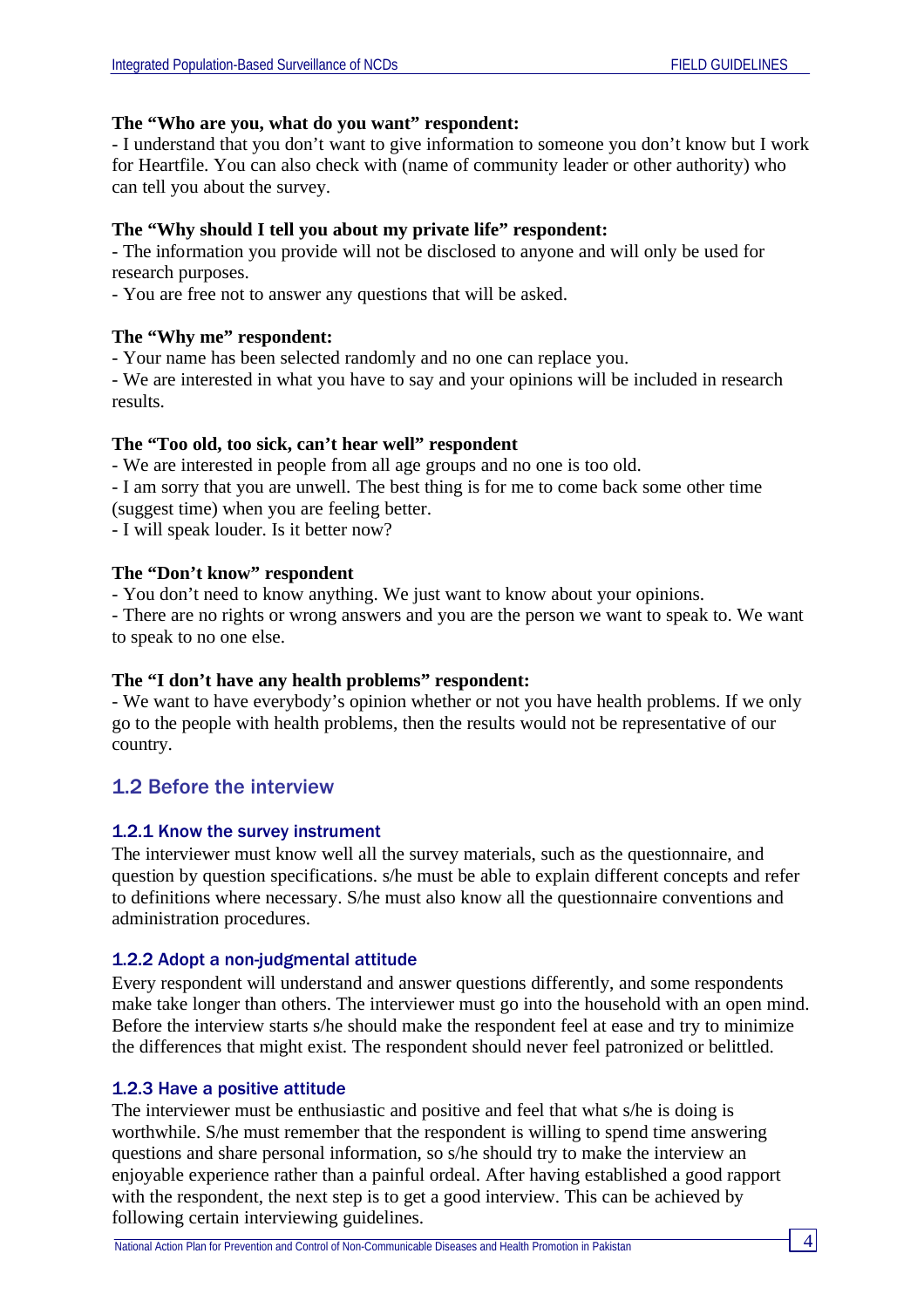**The "Who are you, what do you want" respondent:**

- I understand that you don't want to give information to someone you don't know but I work for Heartfile. You can also check with (name of community leader or other authority) who can tell you about the survey.

**The "Why should I tell you about my private life" respondent:**

- The information you provide will not be disclosed to anyone and will only be used for research purposes.
- You are free not to answer any questions that will be asked.

**The "Why me" respondent:**

- Your name has been selected randomly and no one can replace you.
- We are interested in what you have to say and your opinions will be included in research results.

**The "Too old, too sick, can't hear well" respondent**

- We are interested in people from all age groups and no one is too old.
- I am sorry that you are unwell. The best thing is for me to come back some other time (suggest time) when you are feeling better.
- I will speak louder. Is it better now?

**The "Don't know" respondent**

- You don't need to know anything. We just want to know about your opinions.
- There are no rights or wrong answers and you are the person we want to speak to. We want to speak to no one else.

**The "I don't have any health problems" respondent:**

- We want to have everybody's opinion whether or not you have health problems. If we only go to the people with health problems, then the results would not be representative of our country.

## 1.2 Before the interview

### 1.2.1 Know the survey instrument

The interviewer must know well all the survey materials, such as the questionnaire, and question by question specifications. s/he must be able to explain different concepts and refer to definitions where necessary. S/he must also know all the questionnaire conventions and administration procedures.

### 1.2.2 Adopt a non-judgmental attitude

Every respondent will understand and answer questions differently, and some respondents make take longer than others. The interviewer must go into the household with an open mind. Before the interview starts s/he should make the respondent feel at ease and try to minimize the differences that might exist. The respondent should never feel patronized or belittled.

### 1.2.3 Have a positive attitude

The interviewer must be enthusiastic and positive and feel that what s/he is doing is worthwhile. S/he must remember that the respondent is willing to spend time answering questions and share personal information, so s/he should try to make the interview an enjoyable experience rather than a painful ordeal. After having established a good rapport with the respondent, the next step is to get a good interview. This can be achieved by following certain interviewing guidelines.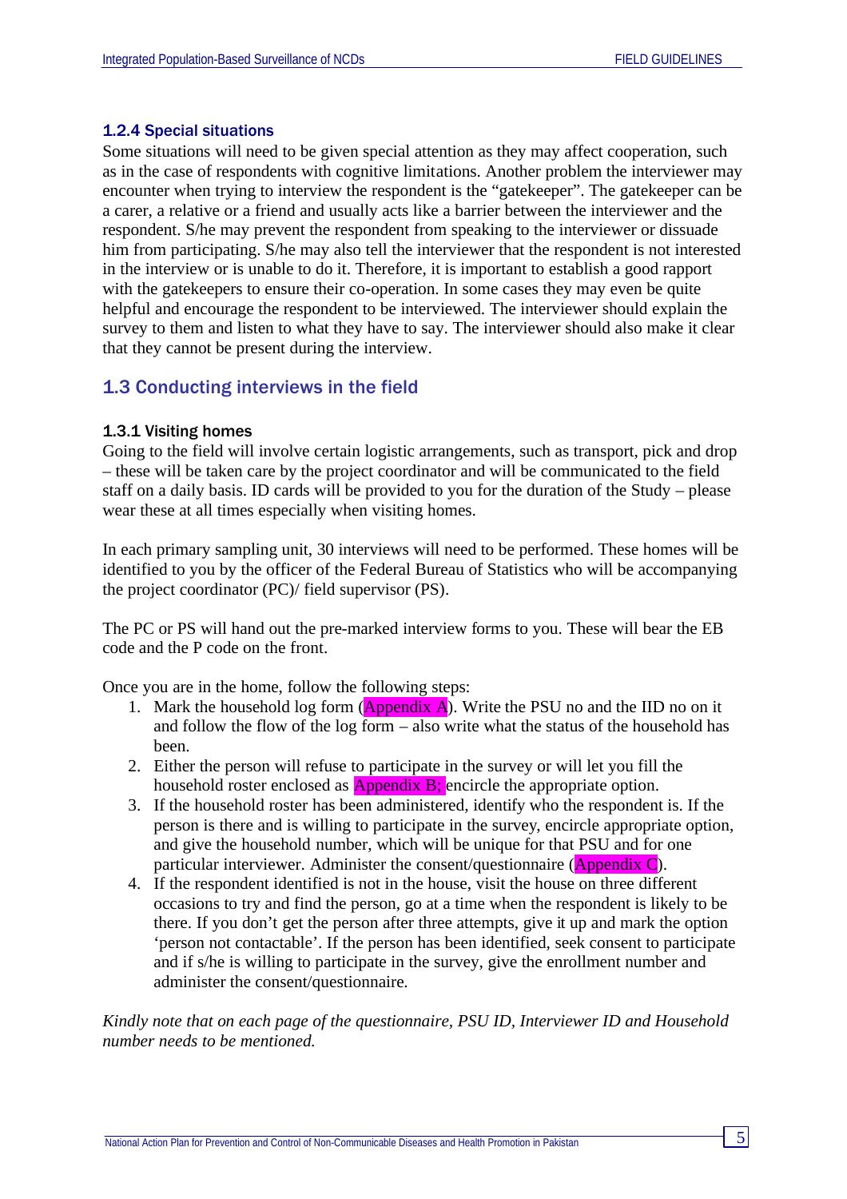### 1.2.4 Special situations

Some situations will need to be given special attention as they may affect cooperation, such as in the case of respondents with cognitive limitations. Another problem the interviewer may encounter when trying to interview the respondent is the "gatekeeper". The gatekeeper can be a carer, a relative or a friend and usually acts like a barrier between the interviewer and the respondent. S/he may prevent the respondent from speaking to the interviewer or dissuade him from participating. S/he may also tell the interviewer that the respondent is not interested in the interview or is unable to do it. Therefore, it is important to establish a good rapport with the gatekeepers to ensure their co-operation. In some cases they may even be quite helpful and encourage the respondent to be interviewed. The interviewer should explain the survey to them and listen to what they have to say. The interviewer should also make it clear that they cannot be present during the interview.

## 1.3 Conducting interviews in the field

### 1.3.1 Visiting homes

Going to the field will involve certain logistic arrangements, such as transport, pick and drop – these will be taken care by the project coordinator and will be communicated to the field staff on a daily basis. ID cards will be provided to you for the duration of the Study – please wear these at all times especially when visiting homes.

In each primary sampling unit, 30 interviews will need to be performed. These homes will be identified to you by the officer of the Federal Bureau of Statistics who will be accompanying the project coordinator (PC)/ field supervisor (PS).

The PC or PS will hand out the pre-marked interview forms to you. These will bear the EB code and the P code on the front.

Once you are in the home, follow the following steps:

1. Mark the household log form (Appendix A). Write the PSU no and the IID no on it and follow the flow of the log form – also write what the status of the household has been.
2. Either the person will refuse to participate in the survey or will let you fill the household roster enclosed as Appendix B; encircle the appropriate option.
3. If the household roster has been administered, identify who the respondent is. If the person is there and is willing to participate in the survey, encircle appropriate option, and give the household number, which will be unique for that PSU and for one particular interviewer. Administer the consent/questionnaire (Appendix C).
4. If the respondent identified is not in the house, visit the house on three different occasions to try and find the person, go at a time when the respondent is likely to be there. If you don't get the person after three attempts, give it up and mark the option 'person not contactable'. If the person has been identified, seek consent to participate and if s/he is willing to participate in the survey, give the enrollment number and administer the consent/questionnaire.

*Kindly note that on each page of the questionnaire, PSU ID, Interviewer ID and Household number needs to be mentioned.*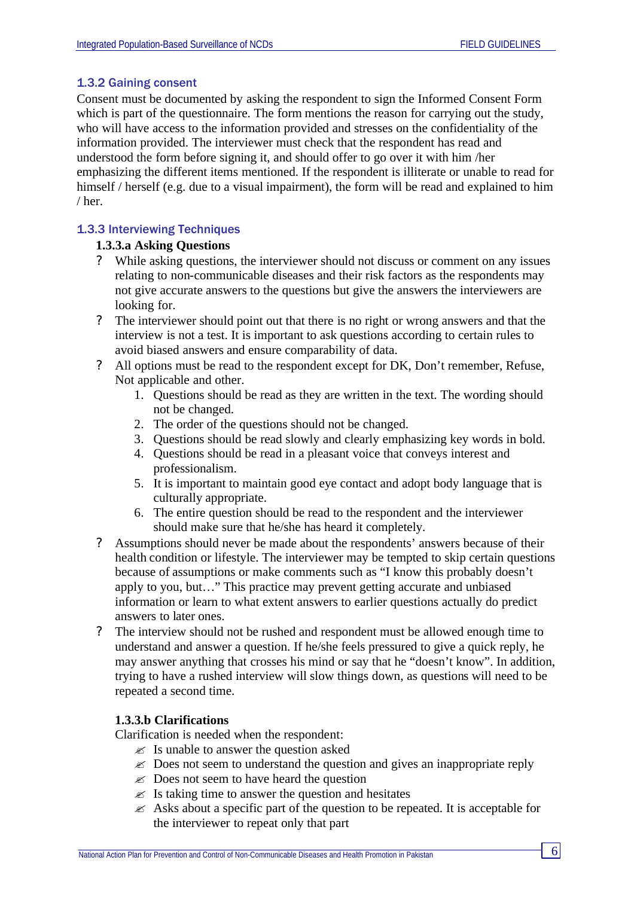### 1.3.2 Gaining consent

Consent must be documented by asking the respondent to sign the Informed Consent Form which is part of the questionnaire. The form mentions the reason for carrying out the study, who will have access to the information provided and stresses on the confidentiality of the information provided. The interviewer must check that the respondent has read and understood the form before signing it, and should offer to go over it with him /her emphasizing the different items mentioned. If the respondent is illiterate or unable to read for himself / herself (e.g. due to a visual impairment), the form will be read and explained to him / her.

### 1.3.3 Interviewing Techniques

#### 1.3.3.a Asking Questions

- While asking questions, the interviewer should not discuss or comment on any issues relating to non-communicable diseases and their risk factors as the respondents may not give accurate answers to the questions but give the answers the interviewers are looking for.
- The interviewer should point out that there is no right or wrong answers and that the interview is not a test. It is important to ask questions according to certain rules to avoid biased answers and ensure comparability of data.
- All options must be read to the respondent except for DK, Don't remember, Refuse, Not applicable and other.
    1. Questions should be read as they are written in the text. The wording should not be changed.
    2. The order of the questions should not be changed.
    3. Questions should be read slowly and clearly emphasizing key words in bold.
    4. Questions should be read in a pleasant voice that conveys interest and professionalism.
    5. It is important to maintain good eye contact and adopt body language that is culturally appropriate.
    6. The entire question should be read to the respondent and the interviewer should make sure that he/she has heard it completely.
- Assumptions should never be made about the respondents' answers because of their health condition or lifestyle. The interviewer may be tempted to skip certain questions because of assumptions or make comments such as "I know this probably doesn't apply to you, but…" This practice may prevent getting accurate and unbiased information or learn to what extent answers to earlier questions actually do predict answers to later ones.
- The interview should not be rushed and respondent must be allowed enough time to understand and answer a question. If he/she feels pressured to give a quick reply, he may answer anything that crosses his mind or say that he "doesn't know". In addition, trying to have a rushed interview will slow things down, as questions will need to be repeated a second time.

#### 1.3.3.b Clarifications

Clarification is needed when the respondent:

- Is unable to answer the question asked
- Does not seem to understand the question and gives an inappropriate reply
- Does not seem to have heard the question
- Is taking time to answer the question and hesitates
- Asks about a specific part of the question to be repeated. It is acceptable for the interviewer to repeat only that part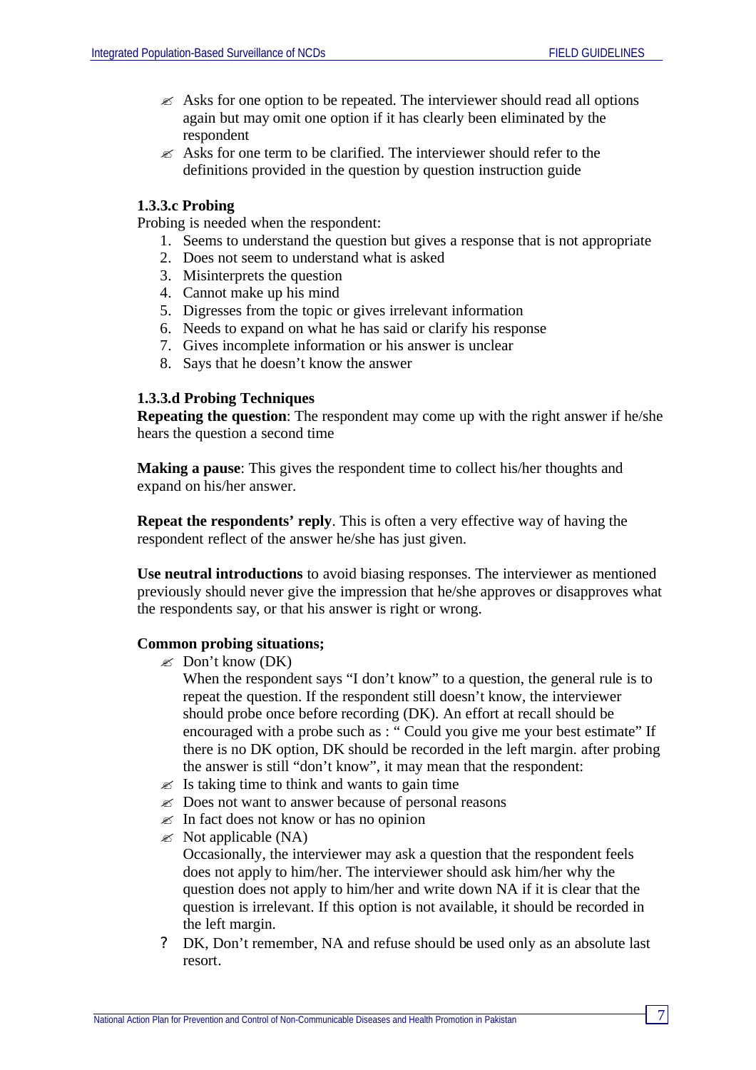- Asks for one option to be repeated. The interviewer should read all options again but may omit one option if it has clearly been eliminated by the respondent
- Asks for one term to be clarified. The interviewer should refer to the definitions provided in the question by question instruction guide

#### 1.3.3.c Probing

Probing is needed when the respondent:

1. Seems to understand the question but gives a response that is not appropriate
2. Does not seem to understand what is asked
3. Misinterprets the question
4. Cannot make up his mind
5. Digresses from the topic or gives irrelevant information
6. Needs to expand on what he has said or clarify his response
7. Gives incomplete information or his answer is unclear
8. Says that he doesn't know the answer

#### 1.3.3.d Probing Techniques

**Repeating the question**: The respondent may come up with the right answer if he/she hears the question a second time

**Making a pause**: This gives the respondent time to collect his/her thoughts and expand on his/her answer.

**Repeat the respondents' reply**. This is often a very effective way of having the respondent reflect of the answer he/she has just given.

**Use neutral introductions** to avoid biasing responses. The interviewer as mentioned previously should never give the impression that he/she approves or disapproves what the respondents say, or that his answer is right or wrong.

**Common probing situations;**

- Don't know (DK)
  When the respondent says "I don't know" to a question, the general rule is to repeat the question. If the respondent still doesn't know, the interviewer should probe once before recording (DK). An effort at recall should be encouraged with a probe such as : " Could you give me your best estimate" If there is no DK option, DK should be recorded in the left margin. after probing the answer is still "don't know", it may mean that the respondent:
- Is taking time to think and wants to gain time
- Does not want to answer because of personal reasons
- In fact does not know or has no opinion
- Not applicable (NA)
  Occasionally, the interviewer may ask a question that the respondent feels does not apply to him/her. The interviewer should ask him/her why the question does not apply to him/her and write down NA if it is clear that the question is irrelevant. If this option is not available, it should be recorded in the left margin.

? DK, Don't remember, NA and refuse should be used only as an absolute last resort.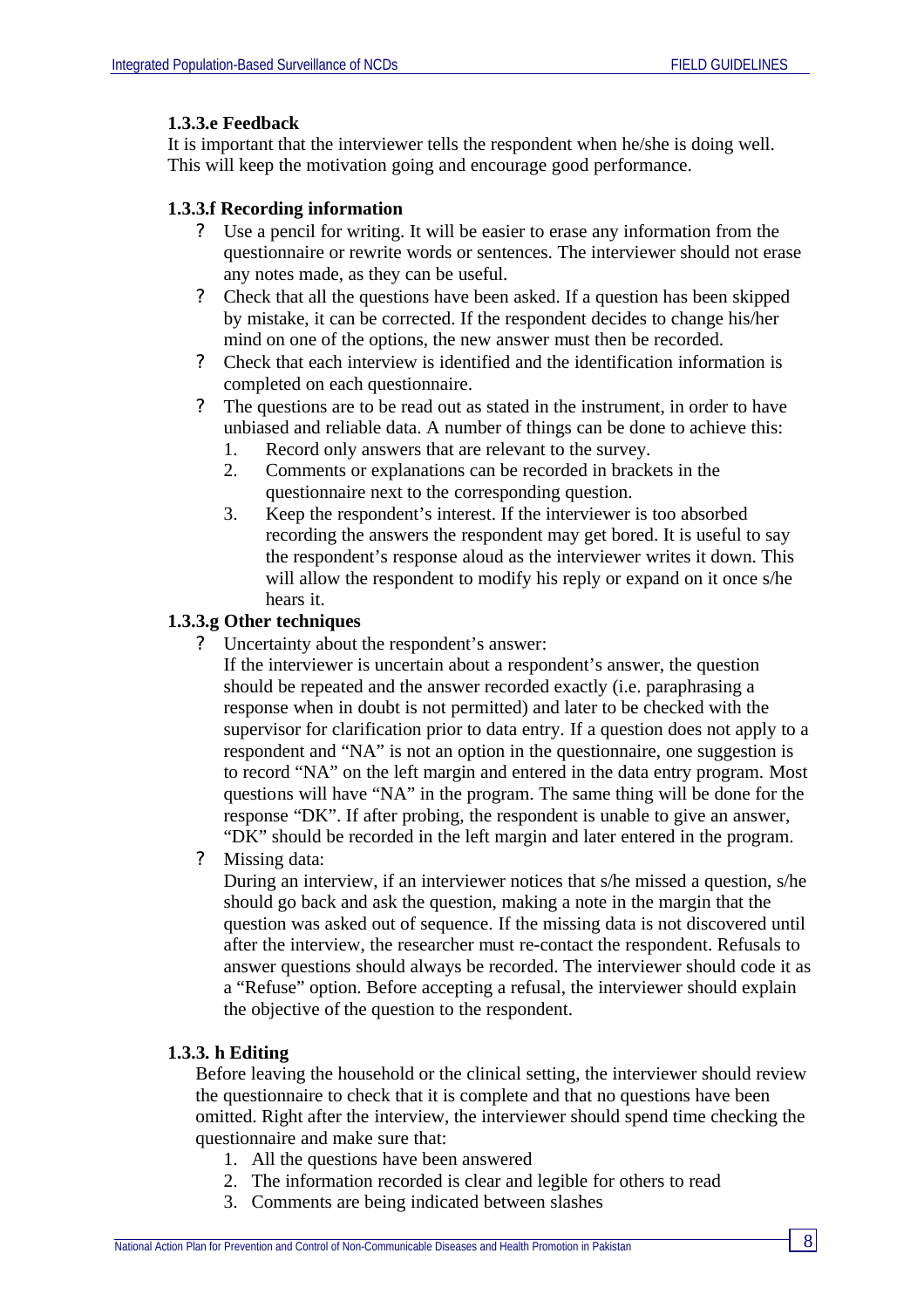#### 1.3.3.e Feedback

It is important that the interviewer tells the respondent when he/she is doing well. This will keep the motivation going and encourage good performance.

#### 1.3.3.f Recording information

- Use a pencil for writing. It will be easier to erase any information from the questionnaire or rewrite words or sentences. The interviewer should not erase any notes made, as they can be useful.
- Check that all the questions have been asked. If a question has been skipped by mistake, it can be corrected. If the respondent decides to change his/her mind on one of the options, the new answer must then be recorded.
- Check that each interview is identified and the identification information is completed on each questionnaire.
- The questions are to be read out as stated in the instrument, in order to have unbiased and reliable data. A number of things can be done to achieve this:
    1. Record only answers that are relevant to the survey.
    2. Comments or explanations can be recorded in brackets in the questionnaire next to the corresponding question.
    3. Keep the respondent's interest. If the interviewer is too absorbed recording the answers the respondent may get bored. It is useful to say the respondent's response aloud as the interviewer writes it down. This will allow the respondent to modify his reply or expand on it once s/he hears it.

#### 1.3.3.g Other techniques

- Uncertainty about the respondent's answer:
  If the interviewer is uncertain about a respondent's answer, the question should be repeated and the answer recorded exactly (i.e. paraphrasing a response when in doubt is not permitted) and later to be checked with the supervisor for clarification prior to data entry. If a question does not apply to a respondent and "NA" is not an option in the questionnaire, one suggestion is to record "NA" on the left margin and entered in the data entry program. Most questions will have "NA" in the program. The same thing will be done for the response "DK". If after probing, the respondent is unable to give an answer, "DK" should be recorded in the left margin and later entered in the program.
- Missing data:
  During an interview, if an interviewer notices that s/he missed a question, s/he should go back and ask the question, making a note in the margin that the question was asked out of sequence. If the missing data is not discovered until after the interview, the researcher must re-contact the respondent. Refusals to answer questions should always be recorded. The interviewer should code it as a "Refuse" option. Before accepting a refusal, the interviewer should explain the objective of the question to the respondent.

#### 1.3.3. h Editing

Before leaving the household or the clinical setting, the interviewer should review the questionnaire to check that it is complete and that no questions have been omitted. Right after the interview, the interviewer should spend time checking the questionnaire and make sure that:

1. All the questions have been answered
2. The information recorded is clear and legible for others to read
3. Comments are being indicated between slashes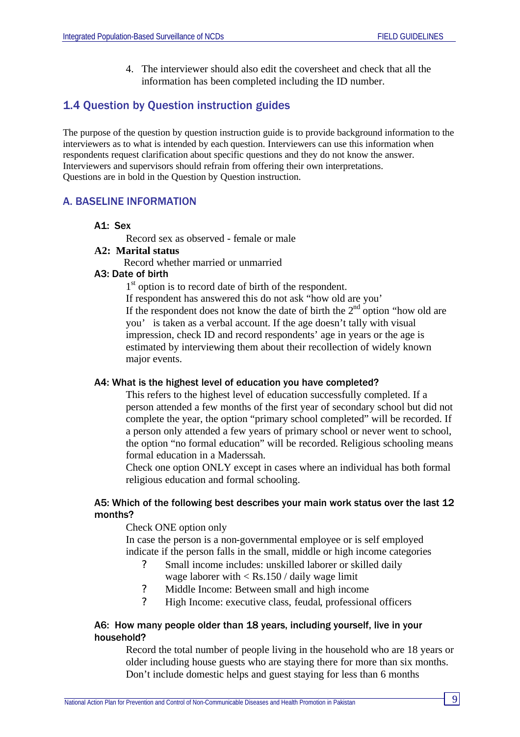4. The interviewer should also edit the coversheet and check that all the information has been completed including the ID number.

## 1.4 Question by Question instruction guides

The purpose of the question by question instruction guide is to provide background information to the interviewers as to what is intended by each question. Interviewers can use this information when respondents request clarification about specific questions and they do not know the answer. Interviewers and supervisors should refrain from offering their own interpretations. Questions are in bold in the Question by Question instruction.

## A. BASELINE INFORMATION

**A1: Sex**

Record sex as observed - female or male

**A2: Marital status**

Record whether married or unmarried

**A3: Date of birth**

1st option is to record date of birth of the respondent.
If respondent has answered this do not ask "how old are you'
If the respondent does not know the date of birth the 2nd option "how old are you' is taken as a verbal account. If the age doesn't tally with visual impression, check ID and record respondents' age in years or the age is estimated by interviewing them about their recollection of widely known major events.

**A4: What is the highest level of education you have completed?**

This refers to the highest level of education successfully completed. If a person attended a few months of the first year of secondary school but did not complete the year, the option "primary school completed" will be recorded. If a person only attended a few years of primary school or never went to school, the option "no formal education" will be recorded. Religious schooling means formal education in a Maderssah.
Check one option ONLY except in cases where an individual has both formal religious education and formal schooling.

**A5: Which of the following best describes your main work status over the last 12 months?**

Check ONE option only
In case the person is a non-governmental employee or is self employed indicate if the person falls in the small, middle or high income categories

- Small income includes: unskilled laborer or skilled daily wage laborer with < Rs.150 / daily wage limit
- Middle Income: Between small and high income
- High Income: executive class, feudal, professional officers

**A6: How many people older than 18 years, including yourself, live in your household?**

Record the total number of people living in the household who are 18 years or older including house guests who are staying there for more than six months. Don't include domestic helps and guest staying for less than 6 months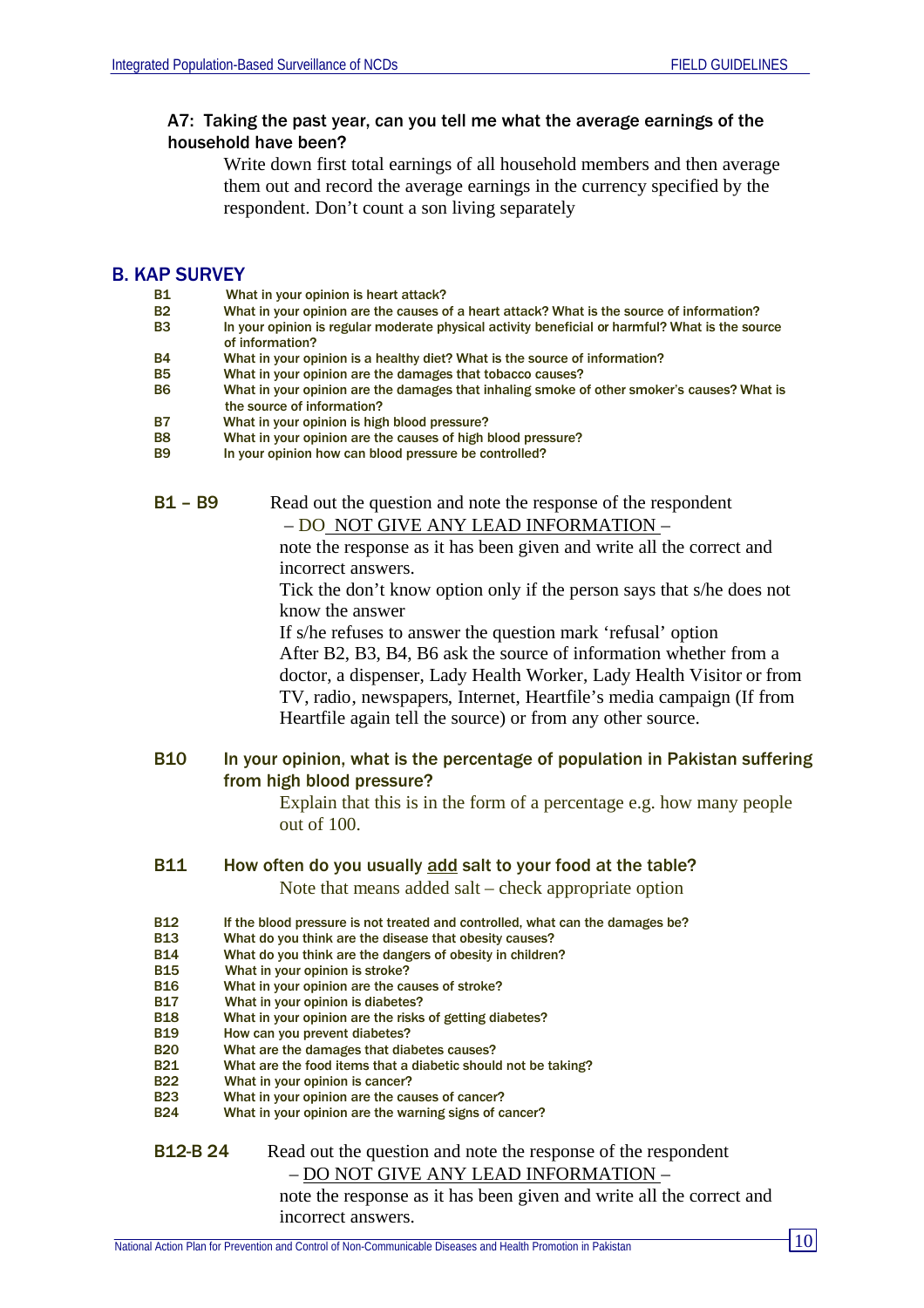**A7: Taking the past year, can you tell me what the average earnings of the household have been?**

Write down first total earnings of all household members and then average them out and record the average earnings in the currency specified by the respondent. Don't count a son living separately

## B. KAP SURVEY

**B1** What in your opinion is heart attack?
**B2** What in your opinion are the causes of a heart attack? What is the source of information?
**B3** In your opinion is regular moderate physical activity beneficial or harmful? What is the source of information?
**B4** What in your opinion is a healthy diet? What is the source of information?
**B5** What in your opinion are the damages that tobacco causes?
**B6** What in your opinion are the damages that inhaling smoke of other smoker's causes? What is the source of information?
**B7** What in your opinion is high blood pressure?
**B8** What in your opinion are the causes of high blood pressure?
**B9** In your opinion how can blood pressure be controlled?

**B1 – B9** Read out the question and note the response of the respondent – DO NOT GIVE ANY LEAD INFORMATION – note the response as it has been given and write all the correct and incorrect answers.
Tick the don't know option only if the person says that s/he does not know the answer
If s/he refuses to answer the question mark 'refusal' option
After B2, B3, B4, B6 ask the source of information whether from a doctor, a dispenser, Lady Health Worker, Lady Health Visitor or from TV, radio, newspapers, Internet, Heartfile's media campaign (If from Heartfile again tell the source) or from any other source.

**B10 In your opinion, what is the percentage of population in Pakistan suffering from high blood pressure?**

Explain that this is in the form of a percentage e.g. how many people out of 100.

**B11 How often do you usually add salt to your food at the table?**

Note that means added salt – check appropriate option

**B12** If the blood pressure is not treated and controlled, what can the damages be?
**B13** What do you think are the disease that obesity causes?
**B14** What do you think are the dangers of obesity in children?
**B15** What in your opinion is stroke?
**B16** What in your opinion are the causes of stroke?
**B17** What in your opinion is diabetes?
**B18** What in your opinion are the risks of getting diabetes?
**B19** How can you prevent diabetes?
**B20** What are the damages that diabetes causes?
**B21** What are the food items that a diabetic should not be taking?
**B22** What in your opinion is cancer?
**B23** What in your opinion are the causes of cancer?
**B24** What in your opinion are the warning signs of cancer?

**B12-B 24** Read out the question and note the response of the respondent – DO NOT GIVE ANY LEAD INFORMATION – note the response as it has been given and write all the correct and incorrect answers.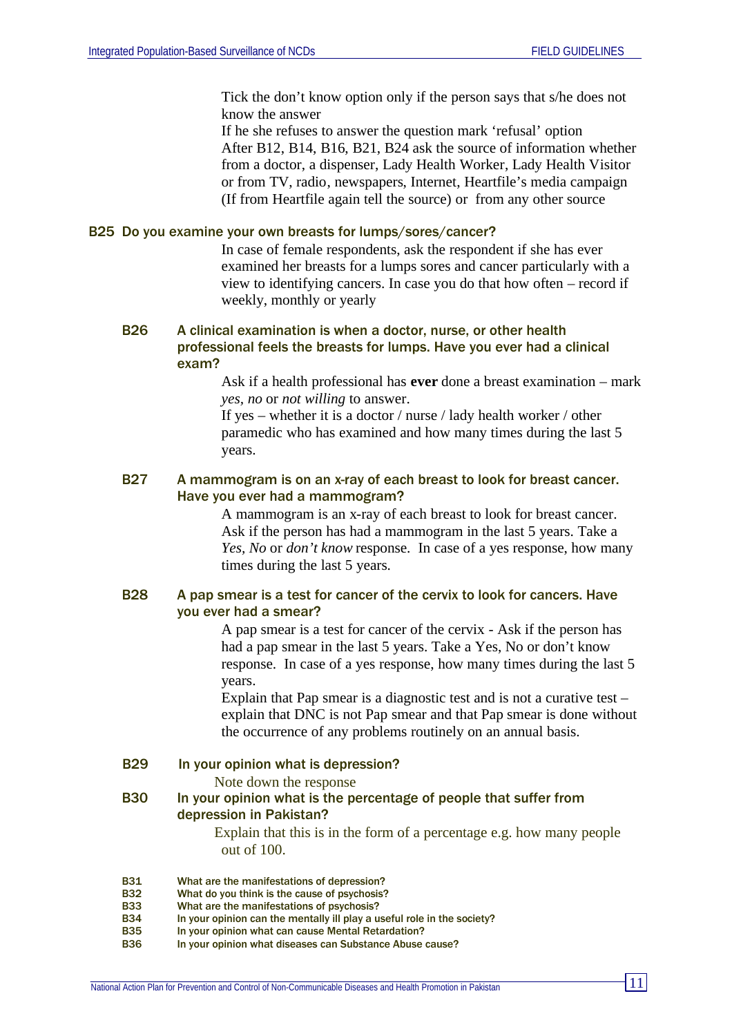Tick the don't know option only if the person says that s/he does not know the answer
If he she refuses to answer the question mark 'refusal' option
After B12, B14, B16, B21, B24 ask the source of information whether from a doctor, a dispenser, Lady Health Worker, Lady Health Visitor or from TV, radio, newspapers, Internet, Heartfile's media campaign (If from Heartfile again tell the source) or from any other source

### B25 Do you examine your own breasts for lumps/sores/cancer?

In case of female respondents, ask the respondent if she has ever examined her breasts for a lumps sores and cancer particularly with a view to identifying cancers. In case you do that how often – record if weekly, monthly or yearly

### B26 A clinical examination is when a doctor, nurse, or other health professional feels the breasts for lumps. Have you ever had a clinical exam?

Ask if a health professional has **ever** done a breast examination – mark *yes, no* or *not willing* to answer.
If yes – whether it is a doctor / nurse / lady health worker / other paramedic who has examined and how many times during the last 5 years.

### B27 A mammogram is on an x-ray of each breast to look for breast cancer. Have you ever had a mammogram?

A mammogram is an x-ray of each breast to look for breast cancer. Ask if the person has had a mammogram in the last 5 years. Take a *Yes, No* or *don't know* response. In case of a yes response, how many times during the last 5 years.

### B28 A pap smear is a test for cancer of the cervix to look for cancers. Have you ever had a smear?

A pap smear is a test for cancer of the cervix - Ask if the person has had a pap smear in the last 5 years. Take a Yes, No or don't know response. In case of a yes response, how many times during the last 5 years.
Explain that Pap smear is a diagnostic test and is not a curative test – explain that DNC is not Pap smear and that Pap smear is done without the occurrence of any problems routinely on an annual basis.

### B29 In your opinion what is depression?

Note down the response

### B30 In your opinion what is the percentage of people that suffer from depression in Pakistan?

Explain that this is in the form of a percentage e.g. how many people out of 100.

**B31** What are the manifestations of depression?
**B32** What do you think is the cause of psychosis?
**B33** What are the manifestations of psychosis?
**B34** In your opinion can the mentally ill play a useful role in the society?
**B35** In your opinion what can cause Mental Retardation?
**B36** In your opinion what diseases can Substance Abuse cause?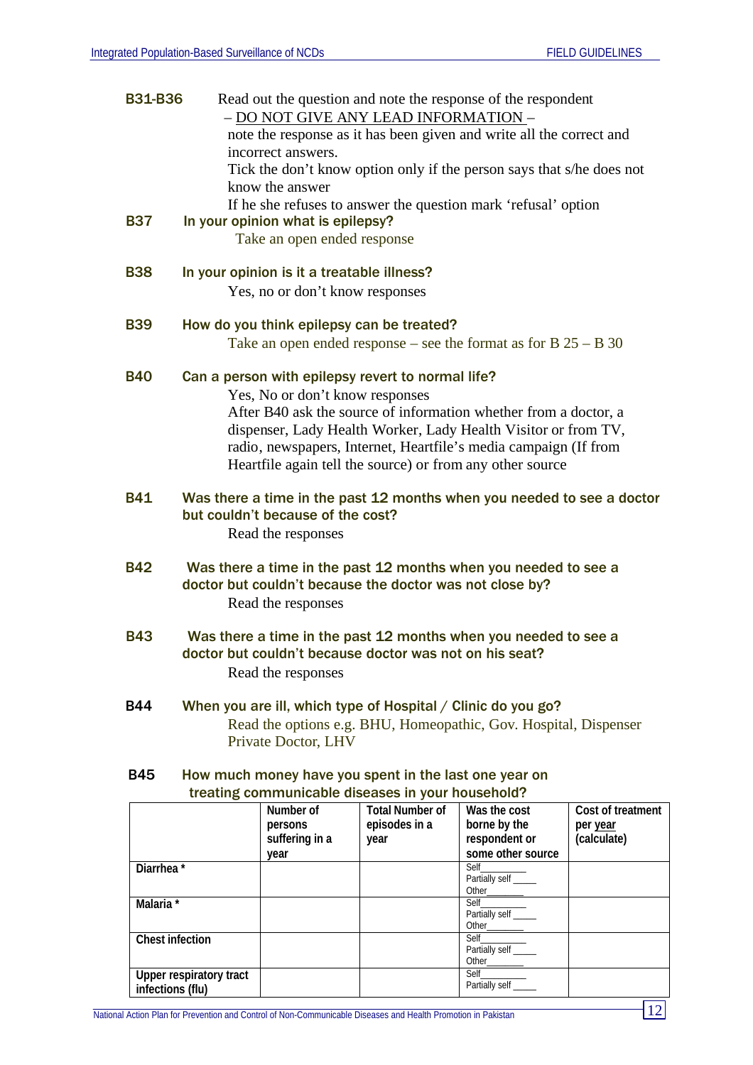**B31-B36** Read out the question and note the response of the respondent – DO NOT GIVE ANY LEAD INFORMATION – note the response as it has been given and write all the correct and incorrect answers.
Tick the don't know option only if the person says that s/he does not know the answer
If he she refuses to answer the question mark 'refusal' option

**B37** **In your opinion what is epilepsy?**
Take an open ended response

**B38** **In your opinion is it a treatable illness?**
Yes, no or don't know responses

**B39** **How do you think epilepsy can be treated?**
Take an open ended response – see the format as for B 25 – B 30

**B40** **Can a person with epilepsy revert to normal life?**
Yes, No or don't know responses
After B40 ask the source of information whether from a doctor, a dispenser, Lady Health Worker, Lady Health Visitor or from TV, radio, newspapers, Internet, Heartfile's media campaign (If from Heartfile again tell the source) or from any other source

**B41** **Was there a time in the past 12 months when you needed to see a doctor but couldn't because of the cost?**
Read the responses

**B42** **Was there a time in the past 12 months when you needed to see a doctor but couldn't because the doctor was not close by?**
Read the responses

**B43** **Was there a time in the past 12 months when you needed to see a doctor but couldn't because doctor was not on his seat?**
Read the responses

**B44** **When you are ill, which type of Hospital / Clinic do you go?**
Read the options e.g. BHU, Homeopathic, Gov. Hospital, Dispenser Private Doctor, LHV

**B45** **How much money have you spent in the last one year on treating communicable diseases in your household?**

| | Number of persons suffering in a year | Total Number of episodes in a year | Was the cost borne by the respondent or some other source | Cost of treatment per year (calculate) |
|---|---|---|---|---|
| Diarrhea * | | | Self_________ Partially self _____ Other_______ | |
| Malaria * | | | Self_________ Partially self _____ Other_______ | |
| Chest infection | | | Self_________ Partially self _____ Other_______ | |
| Upper respiratory tract infections (flu) | | | Self_________ Partially self _____ | |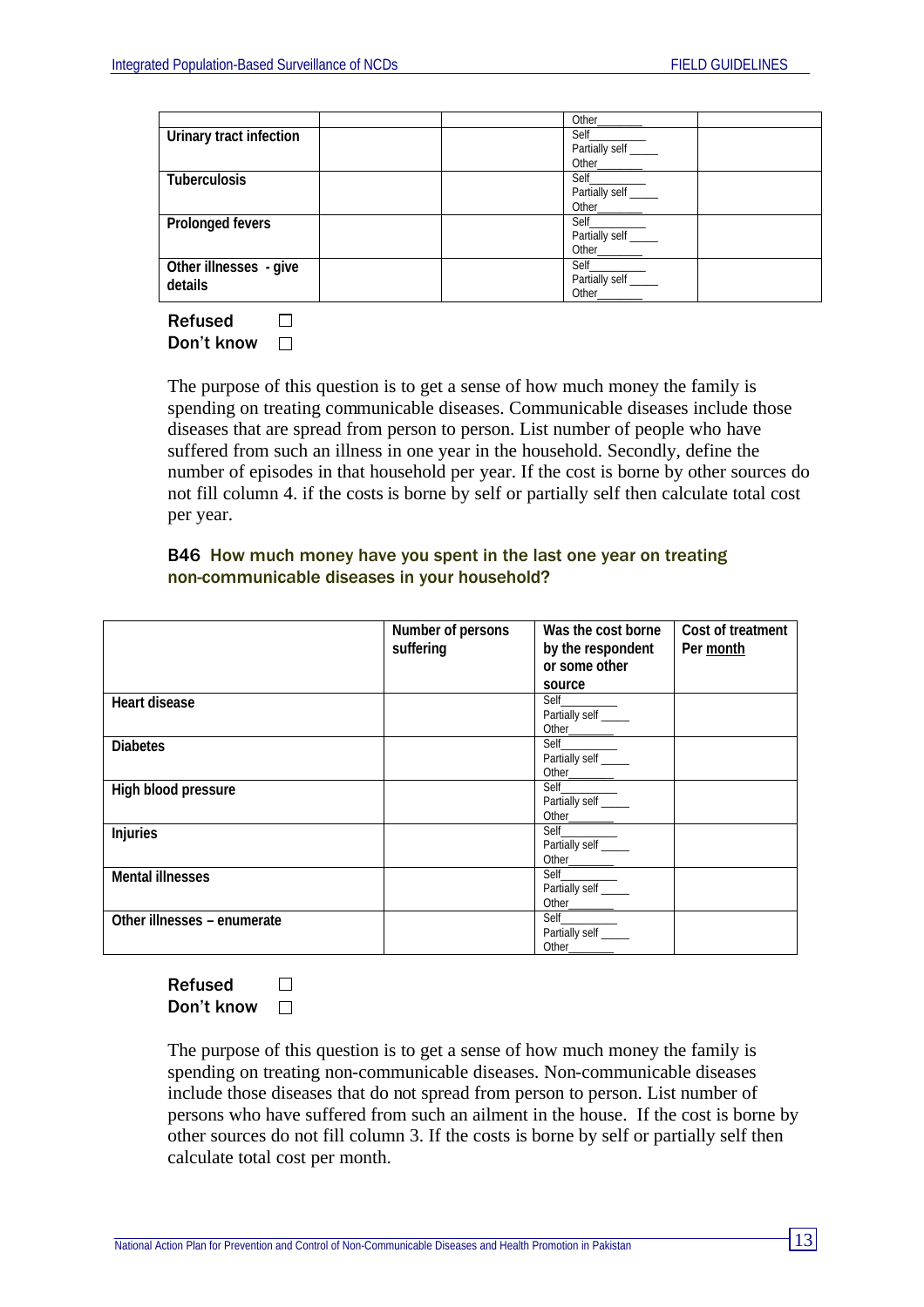| | | | | |
|---|---|---|---|---|
| | | | Other_______ | |
| **Urinary tract infection** | | | Self_________ Partially self _____ Other_______ | |
| **Tuberculosis** | | | Self_________ Partially self _____ Other_______ | |
| **Prolonged fevers** | | | Self_________ Partially self _____ Other_______ | |
| **Other illnesses - give details** | | | Self_________ Partially self _____ Other_______ | |

**Refused** ☐
**Don't know** ☐

The purpose of this question is to get a sense of how much money the family is spending on treating communicable diseases. Communicable diseases include those diseases that are spread from person to person. List number of people who have suffered from such an illness in one year in the household. Secondly, define the number of episodes in that household per year. If the cost is borne by other sources do not fill column 4. if the costs is borne by self or partially self then calculate total cost per year.

**B46 How much money have you spent in the last one year on treating non-communicable diseases in your household?**

| | Number of persons suffering | Was the cost borne by the respondent or some other source | Cost of treatment Per month |
|---|---|---|---|
| **Heart disease** | | Self_________ Partially self _____ Other_______ | |
| **Diabetes** | | Self_________ Partially self _____ Other_______ | |
| **High blood pressure** | | Self_________ Partially self _____ Other_______ | |
| **Injuries** | | Self_________ Partially self _____ Other_______ | |
| **Mental illnesses** | | Self_________ Partially self _____ Other_______ | |
| **Other illnesses – enumerate** | | Self_________ Partially self _____ Other_______ | |

**Refused** ☐
**Don't know** ☐

The purpose of this question is to get a sense of how much money the family is spending on treating non-communicable diseases. Non-communicable diseases include those diseases that do not spread from person to person. List number of persons who have suffered from such an ailment in the house. If the cost is borne by other sources do not fill column 3. If the costs is borne by self or partially self then calculate total cost per month.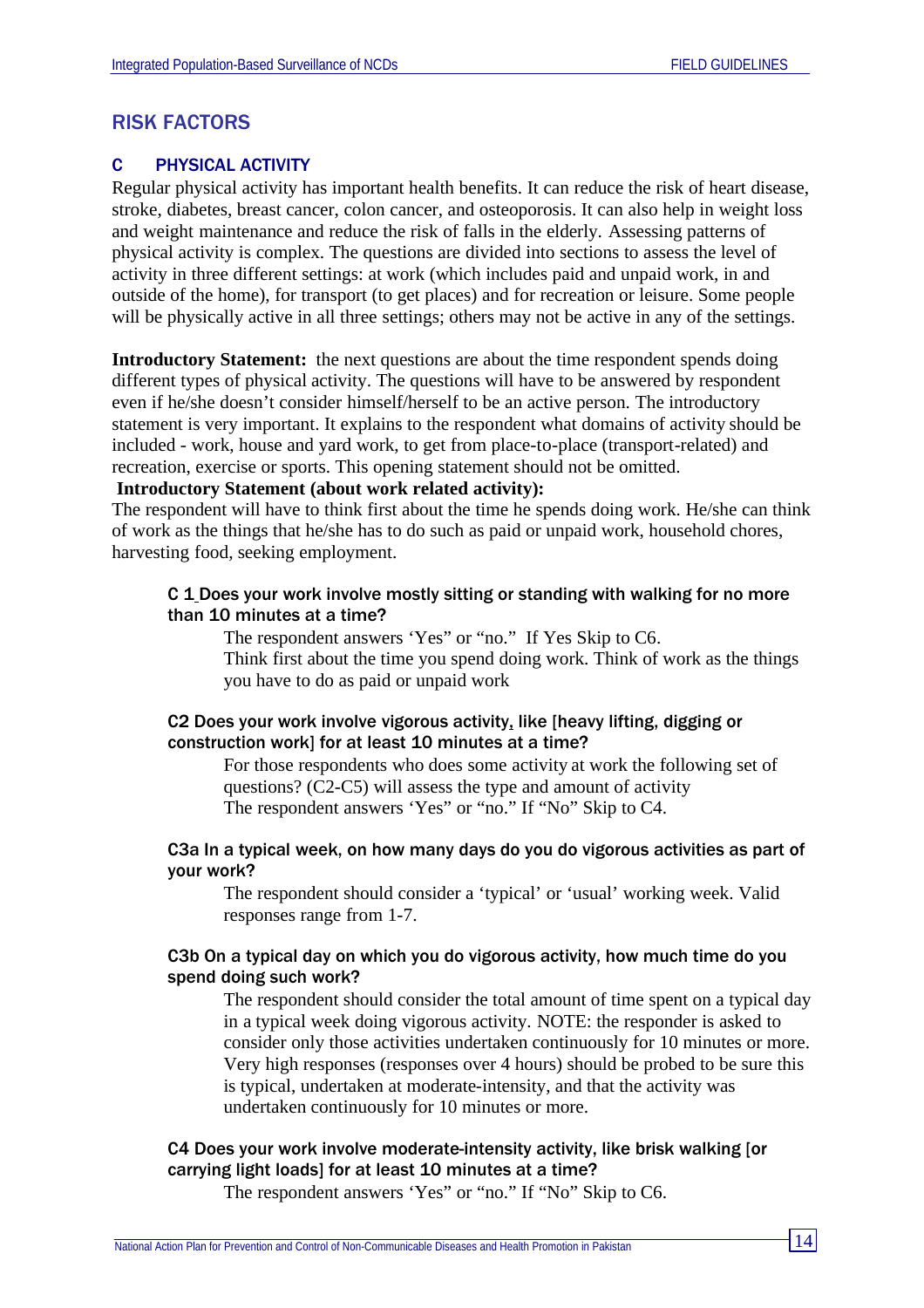## RISK FACTORS

### C PHYSICAL ACTIVITY

Regular physical activity has important health benefits. It can reduce the risk of heart disease, stroke, diabetes, breast cancer, colon cancer, and osteoporosis. It can also help in weight loss and weight maintenance and reduce the risk of falls in the elderly. Assessing patterns of physical activity is complex. The questions are divided into sections to assess the level of activity in three different settings: at work (which includes paid and unpaid work, in and outside of the home), for transport (to get places) and for recreation or leisure. Some people will be physically active in all three settings; others may not be active in any of the settings.

**Introductory Statement:** the next questions are about the time respondent spends doing different types of physical activity. The questions will have to be answered by respondent even if he/she doesn't consider himself/herself to be an active person. The introductory statement is very important. It explains to the respondent what domains of activity should be included - work, house and yard work, to get from place-to-place (transport-related) and recreation, exercise or sports. This opening statement should not be omitted.

**Introductory Statement (about work related activity):**

The respondent will have to think first about the time he spends doing work. He/she can think of work as the things that he/she has to do such as paid or unpaid work, household chores, harvesting food, seeking employment.

**C 1 Does your work involve mostly sitting or standing with walking for no more than 10 minutes at a time?**

The respondent answers 'Yes" or "no." If Yes Skip to C6.
Think first about the time you spend doing work. Think of work as the things you have to do as paid or unpaid work

**C2 Does your work involve vigorous activity, like [heavy lifting, digging or construction work] for at least 10 minutes at a time?**

For those respondents who does some activity at work the following set of questions? (C2-C5) will assess the type and amount of activity
The respondent answers 'Yes" or "no." If "No" Skip to C4.

**C3a In a typical week, on how many days do you do vigorous activities as part of your work?**

The respondent should consider a 'typical' or 'usual' working week. Valid responses range from 1-7.

**C3b On a typical day on which you do vigorous activity, how much time do you spend doing such work?**

The respondent should consider the total amount of time spent on a typical day in a typical week doing vigorous activity. NOTE: the responder is asked to consider only those activities undertaken continuously for 10 minutes or more. Very high responses (responses over 4 hours) should be probed to be sure this is typical, undertaken at moderate-intensity, and that the activity was undertaken continuously for 10 minutes or more.

**C4 Does your work involve moderate-intensity activity, like brisk walking [or carrying light loads] for at least 10 minutes at a time?**

The respondent answers 'Yes" or "no." If "No" Skip to C6.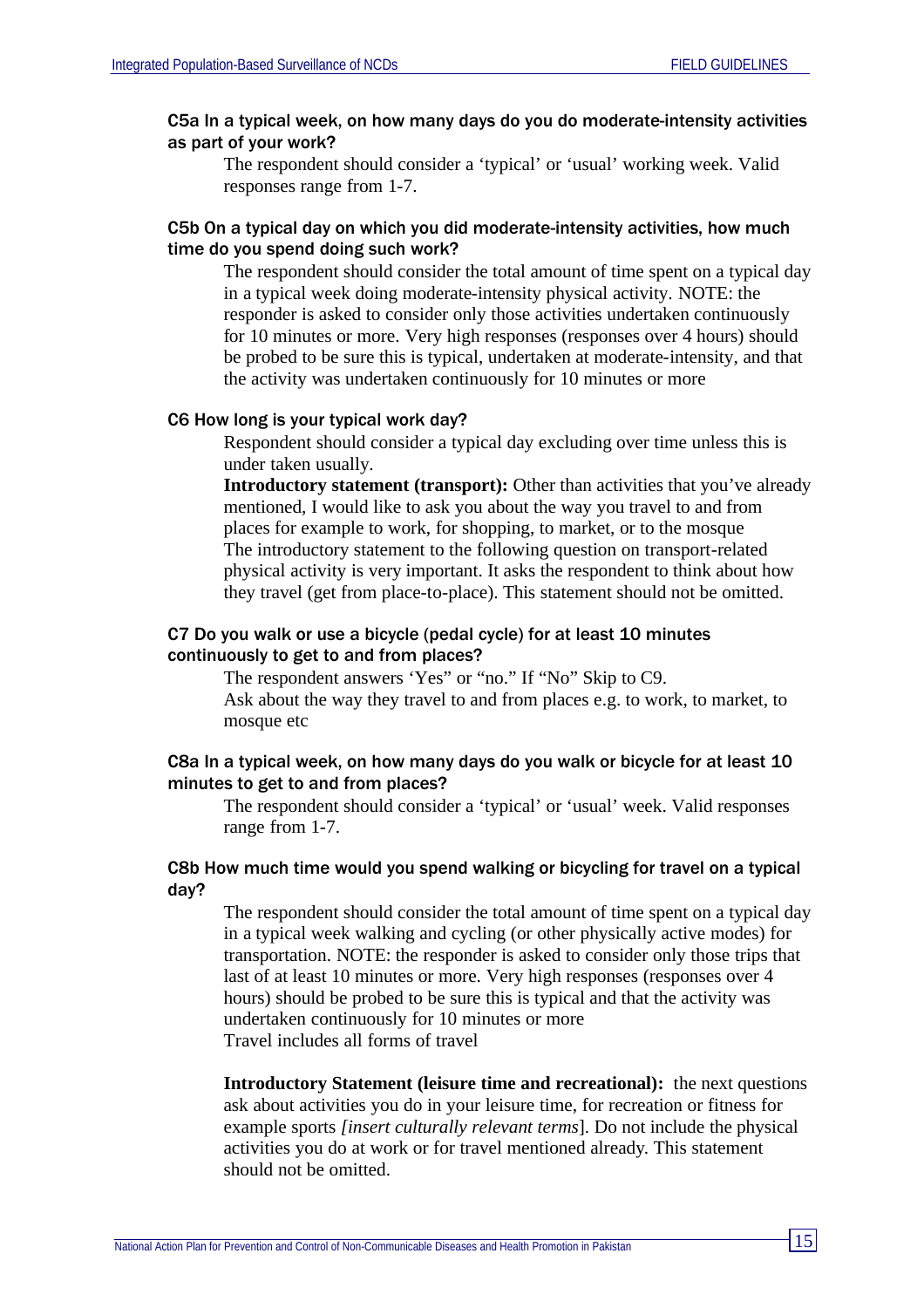#### C5a In a typical week, on how many days do you do moderate-intensity activities as part of your work?

The respondent should consider a 'typical' or 'usual' working week. Valid responses range from 1-7.

#### C5b On a typical day on which you did moderate-intensity activities, how much time do you spend doing such work?

The respondent should consider the total amount of time spent on a typical day in a typical week doing moderate-intensity physical activity. NOTE: the responder is asked to consider only those activities undertaken continuously for 10 minutes or more. Very high responses (responses over 4 hours) should be probed to be sure this is typical, undertaken at moderate-intensity, and that the activity was undertaken continuously for 10 minutes or more

#### C6 How long is your typical work day?

Respondent should consider a typical day excluding over time unless this is under taken usually.

**Introductory statement (transport):** Other than activities that you've already mentioned, I would like to ask you about the way you travel to and from places for example to work, for shopping, to market, or to the mosque

The introductory statement to the following question on transport-related physical activity is very important. It asks the respondent to think about how they travel (get from place-to-place). This statement should not be omitted.

#### C7 Do you walk or use a bicycle (pedal cycle) for at least 10 minutes continuously to get to and from places?

The respondent answers 'Yes" or "no." If "No" Skip to C9.

Ask about the way they travel to and from places e.g. to work, to market, to mosque etc

#### C8a In a typical week, on how many days do you walk or bicycle for at least 10 minutes to get to and from places?

The respondent should consider a 'typical' or 'usual' week. Valid responses range from 1-7.

#### C8b How much time would you spend walking or bicycling for travel on a typical day?

The respondent should consider the total amount of time spent on a typical day in a typical week walking and cycling (or other physically active modes) for transportation. NOTE: the responder is asked to consider only those trips that last of at least 10 minutes or more. Very high responses (responses over 4 hours) should be probed to be sure this is typical and that the activity was undertaken continuously for 10 minutes or more

Travel includes all forms of travel

**Introductory Statement (leisure time and recreational):** the next questions ask about activities you do in your leisure time, for recreation or fitness for example sports *[insert culturally relevant terms*]. Do not include the physical activities you do at work or for travel mentioned already. This statement should not be omitted.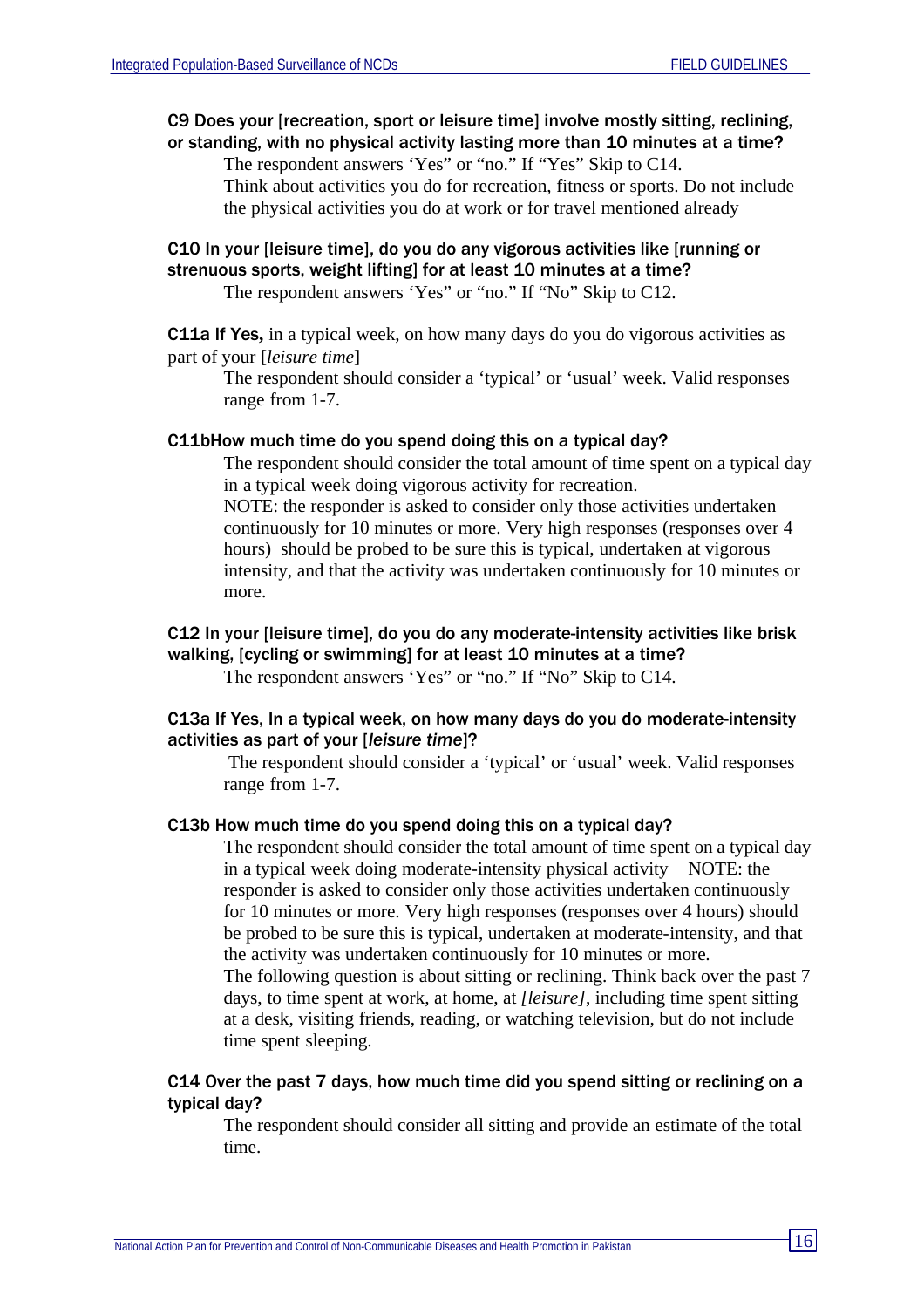**C9 Does your [recreation, sport or leisure time] involve mostly sitting, reclining, or standing, with no physical activity lasting more than 10 minutes at a time?**

The respondent answers 'Yes" or "no." If "Yes" Skip to C14.
Think about activities you do for recreation, fitness or sports. Do not include the physical activities you do at work or for travel mentioned already

**C10 In your [leisure time], do you do any vigorous activities like [running or strenuous sports, weight lifting] for at least 10 minutes at a time?**

The respondent answers 'Yes" or "no." If "No" Skip to C12.

**C11a If Yes,** in a typical week, on how many days do you do vigorous activities as part of your [*leisure time*]

The respondent should consider a 'typical' or 'usual' week. Valid responses range from 1-7.

**C11bHow much time do you spend doing this on a typical day?**

The respondent should consider the total amount of time spent on a typical day in a typical week doing vigorous activity for recreation.
NOTE: the responder is asked to consider only those activities undertaken continuously for 10 minutes or more. Very high responses (responses over 4 hours) should be probed to be sure this is typical, undertaken at vigorous intensity, and that the activity was undertaken continuously for 10 minutes or more.

**C12 In your [leisure time], do you do any moderate-intensity activities like brisk walking, [cycling or swimming] for at least 10 minutes at a time?**

The respondent answers 'Yes" or "no." If "No" Skip to C14.

**C13a If Yes, In a typical week, on how many days do you do moderate-intensity activities as part of your [*leisure time*]?**

The respondent should consider a 'typical' or 'usual' week. Valid responses range from 1-7.

**C13b How much time do you spend doing this on a typical day?**

The respondent should consider the total amount of time spent on a typical day in a typical week doing moderate-intensity physical activity NOTE: the responder is asked to consider only those activities undertaken continuously for 10 minutes or more. Very high responses (responses over 4 hours) should be probed to be sure this is typical, undertaken at moderate-intensity, and that the activity was undertaken continuously for 10 minutes or more.
The following question is about sitting or reclining. Think back over the past 7 days, to time spent at work, at home, at *[leisure]*, including time spent sitting at a desk, visiting friends, reading, or watching television, but do not include time spent sleeping.

**C14 Over the past 7 days, how much time did you spend sitting or reclining on a typical day?**

The respondent should consider all sitting and provide an estimate of the total time.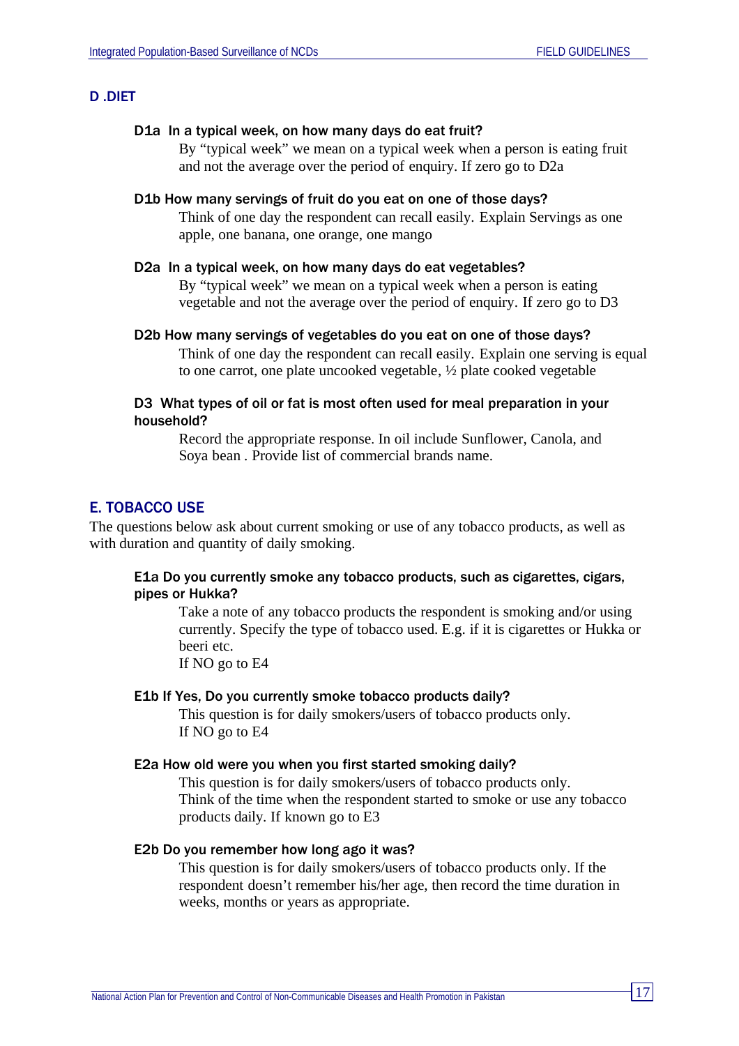## D .DIET

**D1a In a typical week, on how many days do eat fruit?**

By “typical week” we mean on a typical week when a person is eating fruit and not the average over the period of enquiry. If zero go to D2a

**D1b How many servings of fruit do you eat on one of those days?**

Think of one day the respondent can recall easily. Explain Servings as one apple, one banana, one orange, one mango

**D2a In a typical week, on how many days do eat vegetables?**

By “typical week” we mean on a typical week when a person is eating vegetable and not the average over the period of enquiry. If zero go to D3

**D2b How many servings of vegetables do you eat on one of those days?**

Think of one day the respondent can recall easily. Explain one serving is equal to one carrot, one plate uncooked vegetable, ½ plate cooked vegetable

**D3 What types of oil or fat is most often used for meal preparation in your household?**

Record the appropriate response. In oil include Sunflower, Canola, and Soya bean . Provide list of commercial brands name.

## E. TOBACCO USE

The questions below ask about current smoking or use of any tobacco products, as well as with duration and quantity of daily smoking.

**E1a Do you currently smoke any tobacco products, such as cigarettes, cigars, pipes or Hukka?**

Take a note of any tobacco products the respondent is smoking and/or using currently. Specify the type of tobacco used. E.g. if it is cigarettes or Hukka or beeri etc.
If NO go to E4

**E1b If Yes, Do you currently smoke tobacco products daily?**

This question is for daily smokers/users of tobacco products only.
If NO go to E4

**E2a How old were you when you first started smoking daily?**

This question is for daily smokers/users of tobacco products only.
Think of the time when the respondent started to smoke or use any tobacco products daily. If known go to E3

**E2b Do you remember how long ago it was?**

This question is for daily smokers/users of tobacco products only. If the respondent doesn’t remember his/her age, then record the time duration in weeks, months or years as appropriate.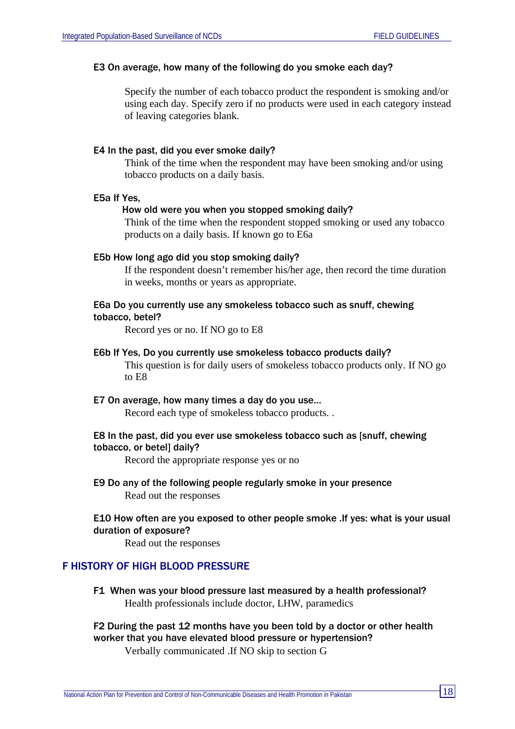**E3 On average, how many of the following do you smoke each day?**

Specify the number of each tobacco product the respondent is smoking and/or using each day. Specify zero if no products were used in each category instead of leaving categories blank.

**E4 In the past, did you ever smoke daily?**

Think of the time when the respondent may have been smoking and/or using tobacco products on a daily basis.

**E5a If Yes,**

**How old were you when you stopped smoking daily?**

Think of the time when the respondent stopped smoking or used any tobacco products on a daily basis. If known go to E6a

**E5b How long ago did you stop smoking daily?**

If the respondent doesn't remember his/her age, then record the time duration in weeks, months or years as appropriate.

**E6a Do you currently use any smokeless tobacco such as snuff, chewing tobacco, betel?**

Record yes or no. If NO go to E8

**E6b If Yes, Do you currently use smokeless tobacco products daily?**

This question is for daily users of smokeless tobacco products only. If NO go to E8

**E7 On average, how many times a day do you use…**

Record each type of smokeless tobacco products. .

**E8 In the past, did you ever use smokeless tobacco such as [snuff, chewing tobacco, or betel] daily?**

Record the appropriate response yes or no

**E9 Do any of the following people regularly smoke in your presence**

Read out the responses

**E10 How often are you exposed to other people smoke .If yes: what is your usual duration of exposure?**

Read out the responses

## F HISTORY OF HIGH BLOOD PRESSURE

**F1 When was your blood pressure last measured by a health professional?**

Health professionals include doctor, LHW, paramedics

**F2 During the past 12 months have you been told by a doctor or other health worker that you have elevated blood pressure or hypertension?**

Verbally communicated .If NO skip to section G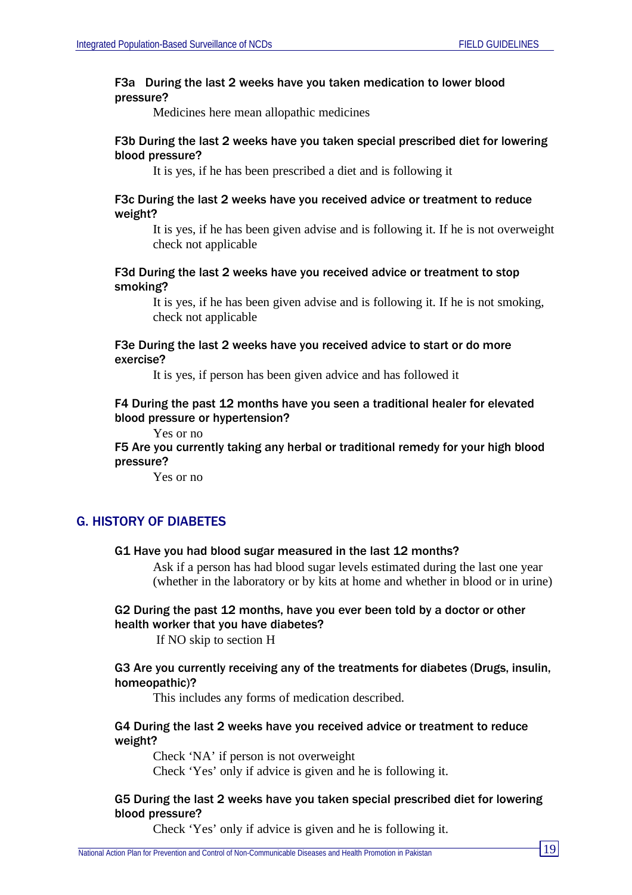**F3a During the last 2 weeks have you taken medication to lower blood pressure?**

Medicines here mean allopathic medicines

**F3b During the last 2 weeks have you taken special prescribed diet for lowering blood pressure?**

It is yes, if he has been prescribed a diet and is following it

**F3c During the last 2 weeks have you received advice or treatment to reduce weight?**

It is yes, if he has been given advise and is following it. If he is not overweight check not applicable

**F3d During the last 2 weeks have you received advice or treatment to stop smoking?**

It is yes, if he has been given advise and is following it. If he is not smoking, check not applicable

**F3e During the last 2 weeks have you received advice to start or do more exercise?**

It is yes, if person has been given advice and has followed it

**F4 During the past 12 months have you seen a traditional healer for elevated blood pressure or hypertension?**

Yes or no

**F5 Are you currently taking any herbal or traditional remedy for your high blood pressure?**

Yes or no

## G. HISTORY OF DIABETES

**G1 Have you had blood sugar measured in the last 12 months?**

Ask if a person has had blood sugar levels estimated during the last one year (whether in the laboratory or by kits at home and whether in blood or in urine)

**G2 During the past 12 months, have you ever been told by a doctor or other health worker that you have diabetes?**

If NO skip to section H

**G3 Are you currently receiving any of the treatments for diabetes (Drugs, insulin, homeopathic)?**

This includes any forms of medication described.

**G4 During the last 2 weeks have you received advice or treatment to reduce weight?**

Check 'NA' if person is not overweight
Check 'Yes' only if advice is given and he is following it.

**G5 During the last 2 weeks have you taken special prescribed diet for lowering blood pressure?**

Check 'Yes' only if advice is given and he is following it.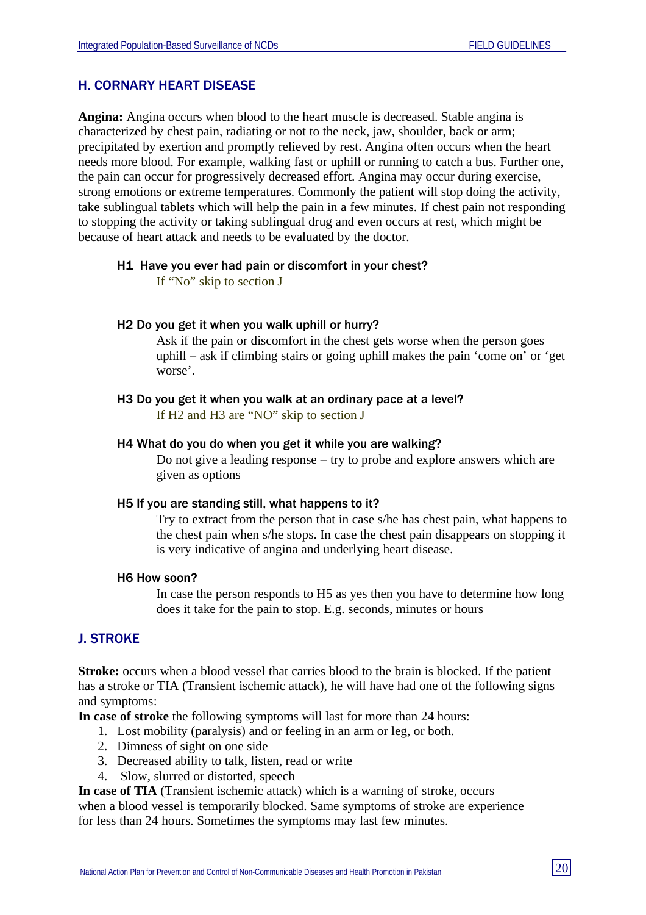## H. CORNARY HEART DISEASE

**Angina:** Angina occurs when blood to the heart muscle is decreased. Stable angina is characterized by chest pain, radiating or not to the neck, jaw, shoulder, back or arm; precipitated by exertion and promptly relieved by rest. Angina often occurs when the heart needs more blood. For example, walking fast or uphill or running to catch a bus. Further one, the pain can occur for progressively decreased effort. Angina may occur during exercise, strong emotions or extreme temperatures. Commonly the patient will stop doing the activity, take sublingual tablets which will help the pain in a few minutes. If chest pain not responding to stopping the activity or taking sublingual drug and even occurs at rest, which might be because of heart attack and needs to be evaluated by the doctor.

#### H1 Have you ever had pain or discomfort in your chest?

If "No" skip to section J

#### H2 Do you get it when you walk uphill or hurry?

Ask if the pain or discomfort in the chest gets worse when the person goes uphill – ask if climbing stairs or going uphill makes the pain 'come on' or 'get worse'.

#### H3 Do you get it when you walk at an ordinary pace at a level?

If H2 and H3 are "NO" skip to section J

#### H4 What do you do when you get it while you are walking?

Do not give a leading response – try to probe and explore answers which are given as options

#### H5 If you are standing still, what happens to it?

Try to extract from the person that in case s/he has chest pain, what happens to the chest pain when s/he stops. In case the chest pain disappears on stopping it is very indicative of angina and underlying heart disease.

#### H6 How soon?

In case the person responds to H5 as yes then you have to determine how long does it take for the pain to stop. E.g. seconds, minutes or hours

## J. STROKE

**Stroke:** occurs when a blood vessel that carries blood to the brain is blocked. If the patient has a stroke or TIA (Transient ischemic attack), he will have had one of the following signs and symptoms:

**In case of stroke** the following symptoms will last for more than 24 hours:

1. Lost mobility (paralysis) and or feeling in an arm or leg, or both.
2. Dimness of sight on one side
3. Decreased ability to talk, listen, read or write
4. Slow, slurred or distorted, speech

**In case of TIA** (Transient ischemic attack) which is a warning of stroke, occurs when a blood vessel is temporarily blocked. Same symptoms of stroke are experience for less than 24 hours. Sometimes the symptoms may last few minutes.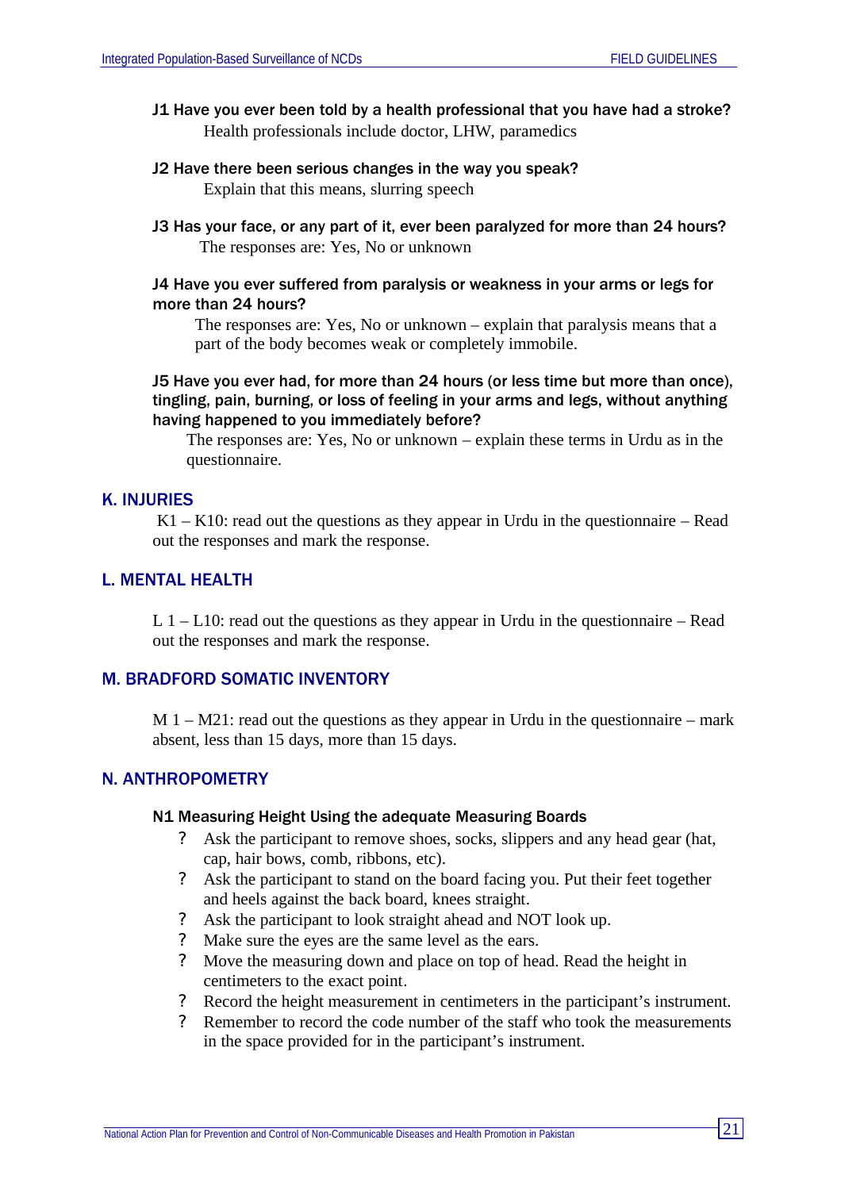**J1 Have you ever been told by a health professional that you have had a stroke?**

Health professionals include doctor, LHW, paramedics

**J2 Have there been serious changes in the way you speak?**

Explain that this means, slurring speech

**J3 Has your face, or any part of it, ever been paralyzed for more than 24 hours?**

The responses are: Yes, No or unknown

**J4 Have you ever suffered from paralysis or weakness in your arms or legs for more than 24 hours?**

The responses are: Yes, No or unknown – explain that paralysis means that a part of the body becomes weak or completely immobile.

**J5 Have you ever had, for more than 24 hours (or less time but more than once), tingling, pain, burning, or loss of feeling in your arms and legs, without anything having happened to you immediately before?**

The responses are: Yes, No or unknown – explain these terms in Urdu as in the questionnaire.

## K. INJURIES

K1 – K10: read out the questions as they appear in Urdu in the questionnaire – Read out the responses and mark the response.

## L. MENTAL HEALTH

L 1 – L10: read out the questions as they appear in Urdu in the questionnaire – Read out the responses and mark the response.

## M. BRADFORD SOMATIC INVENTORY

M 1 – M21: read out the questions as they appear in Urdu in the questionnaire – mark absent, less than 15 days, more than 15 days.

## N. ANTHROPOMETRY

### N1 Measuring Height Using the adequate Measuring Boards

- Ask the participant to remove shoes, socks, slippers and any head gear (hat, cap, hair bows, comb, ribbons, etc).
- Ask the participant to stand on the board facing you. Put their feet together and heels against the back board, knees straight.
- Ask the participant to look straight ahead and NOT look up.
- Make sure the eyes are the same level as the ears.
- Move the measuring down and place on top of head. Read the height in centimeters to the exact point.
- Record the height measurement in centimeters in the participant's instrument.
- Remember to record the code number of the staff who took the measurements in the space provided for in the participant's instrument.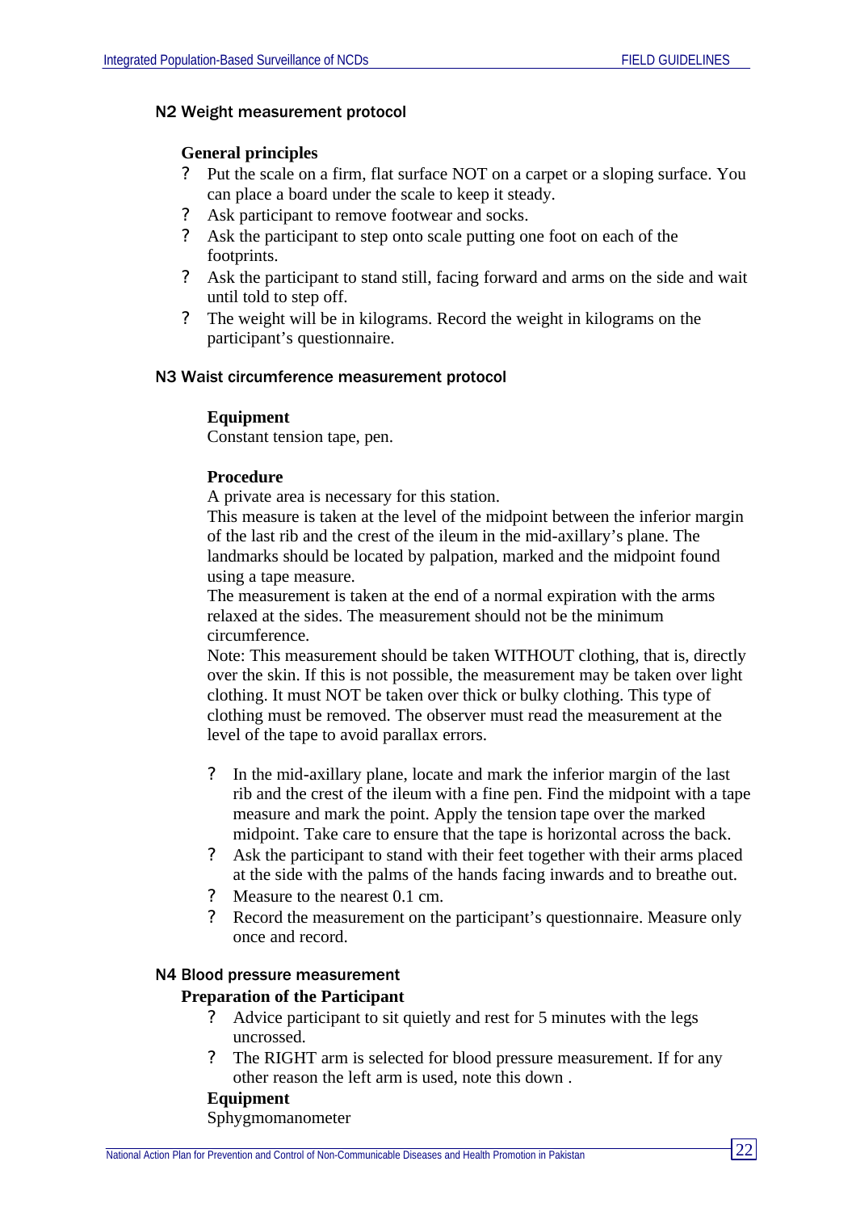### N2 Weight measurement protocol

**General principles**

- Put the scale on a firm, flat surface NOT on a carpet or a sloping surface. You can place a board under the scale to keep it steady.
- Ask participant to remove footwear and socks.
- Ask the participant to step onto scale putting one foot on each of the footprints.
- Ask the participant to stand still, facing forward and arms on the side and wait until told to step off.
- The weight will be in kilograms. Record the weight in kilograms on the participant's questionnaire.

### N3 Waist circumference measurement protocol

**Equipment**

Constant tension tape, pen.

**Procedure**

A private area is necessary for this station.

This measure is taken at the level of the midpoint between the inferior margin of the last rib and the crest of the ileum in the mid-axillary's plane. The landmarks should be located by palpation, marked and the midpoint found using a tape measure.

The measurement is taken at the end of a normal expiration with the arms relaxed at the sides. The measurement should not be the minimum circumference.

Note: This measurement should be taken WITHOUT clothing, that is, directly over the skin. If this is not possible, the measurement may be taken over light clothing. It must NOT be taken over thick or bulky clothing. This type of clothing must be removed. The observer must read the measurement at the level of the tape to avoid parallax errors.

- In the mid-axillary plane, locate and mark the inferior margin of the last rib and the crest of the ileum with a fine pen. Find the midpoint with a tape measure and mark the point. Apply the tension tape over the marked midpoint. Take care to ensure that the tape is horizontal across the back.
- Ask the participant to stand with their feet together with their arms placed at the side with the palms of the hands facing inwards and to breathe out.
- Measure to the nearest 0.1 cm.
- Record the measurement on the participant's questionnaire. Measure only once and record.

### N4 Blood pressure measurement

**Preparation of the Participant**

- Advice participant to sit quietly and rest for 5 minutes with the legs uncrossed.
- The RIGHT arm is selected for blood pressure measurement. If for any other reason the left arm is used, note this down .

**Equipment**

Sphygmomanometer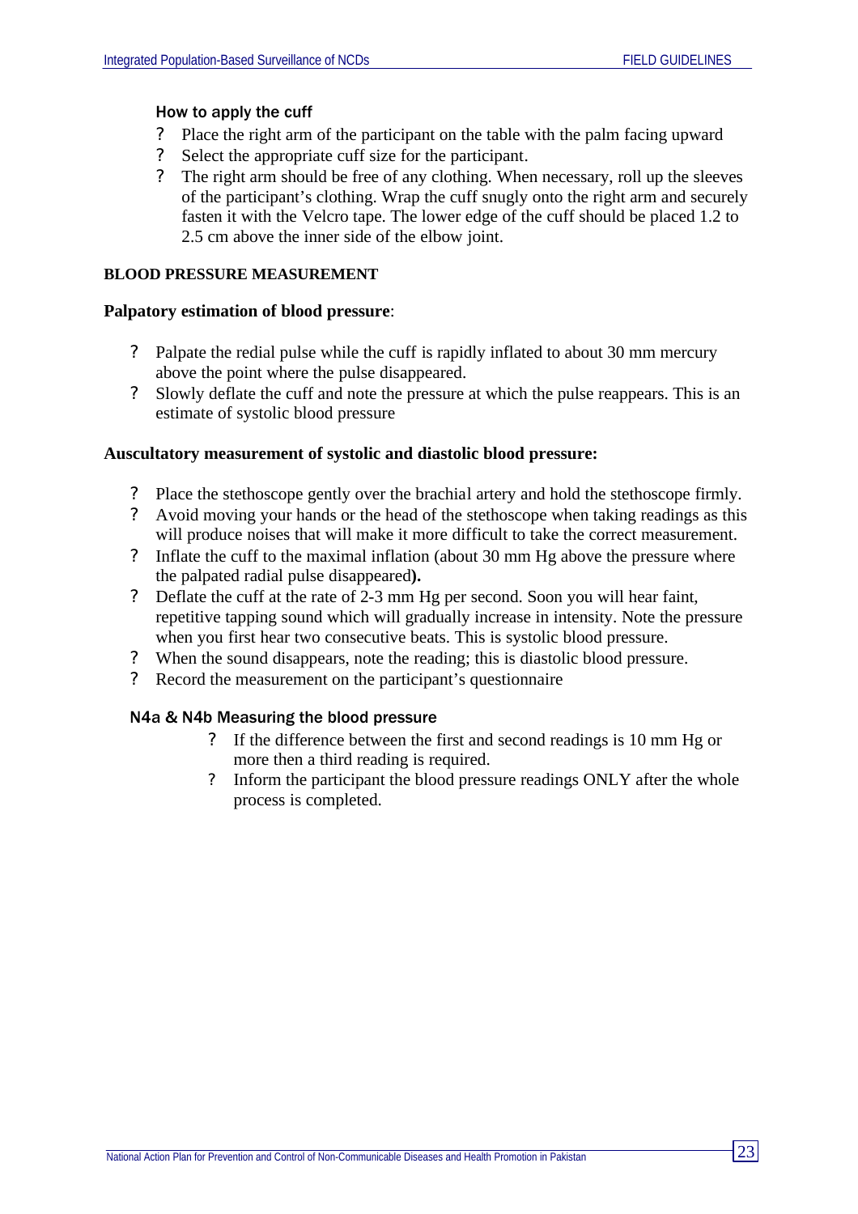### How to apply the cuff

- Place the right arm of the participant on the table with the palm facing upward
- Select the appropriate cuff size for the participant.
- The right arm should be free of any clothing. When necessary, roll up the sleeves of the participant's clothing. Wrap the cuff snugly onto the right arm and securely fasten it with the Velcro tape. The lower edge of the cuff should be placed 1.2 to 2.5 cm above the inner side of the elbow joint.

**BLOOD PRESSURE MEASUREMENT**

**Palpatory estimation of blood pressure**:

- Palpate the redial pulse while the cuff is rapidly inflated to about 30 mm mercury above the point where the pulse disappeared.
- Slowly deflate the cuff and note the pressure at which the pulse reappears. This is an estimate of systolic blood pressure

**Auscultatory measurement of systolic and diastolic blood pressure:**

- Place the stethoscope gently over the brachial artery and hold the stethoscope firmly.
- Avoid moving your hands or the head of the stethoscope when taking readings as this will produce noises that will make it more difficult to take the correct measurement.
- Inflate the cuff to the maximal inflation (about 30 mm Hg above the pressure where the palpated radial pulse disappeared**).**
- Deflate the cuff at the rate of 2-3 mm Hg per second. Soon you will hear faint, repetitive tapping sound which will gradually increase in intensity. Note the pressure when you first hear two consecutive beats. This is systolic blood pressure.
- When the sound disappears, note the reading; this is diastolic blood pressure.
- Record the measurement on the participant's questionnaire

### N4a & N4b Measuring the blood pressure

- If the difference between the first and second readings is 10 mm Hg or more then a third reading is required.
- Inform the participant the blood pressure readings ONLY after the whole process is completed.